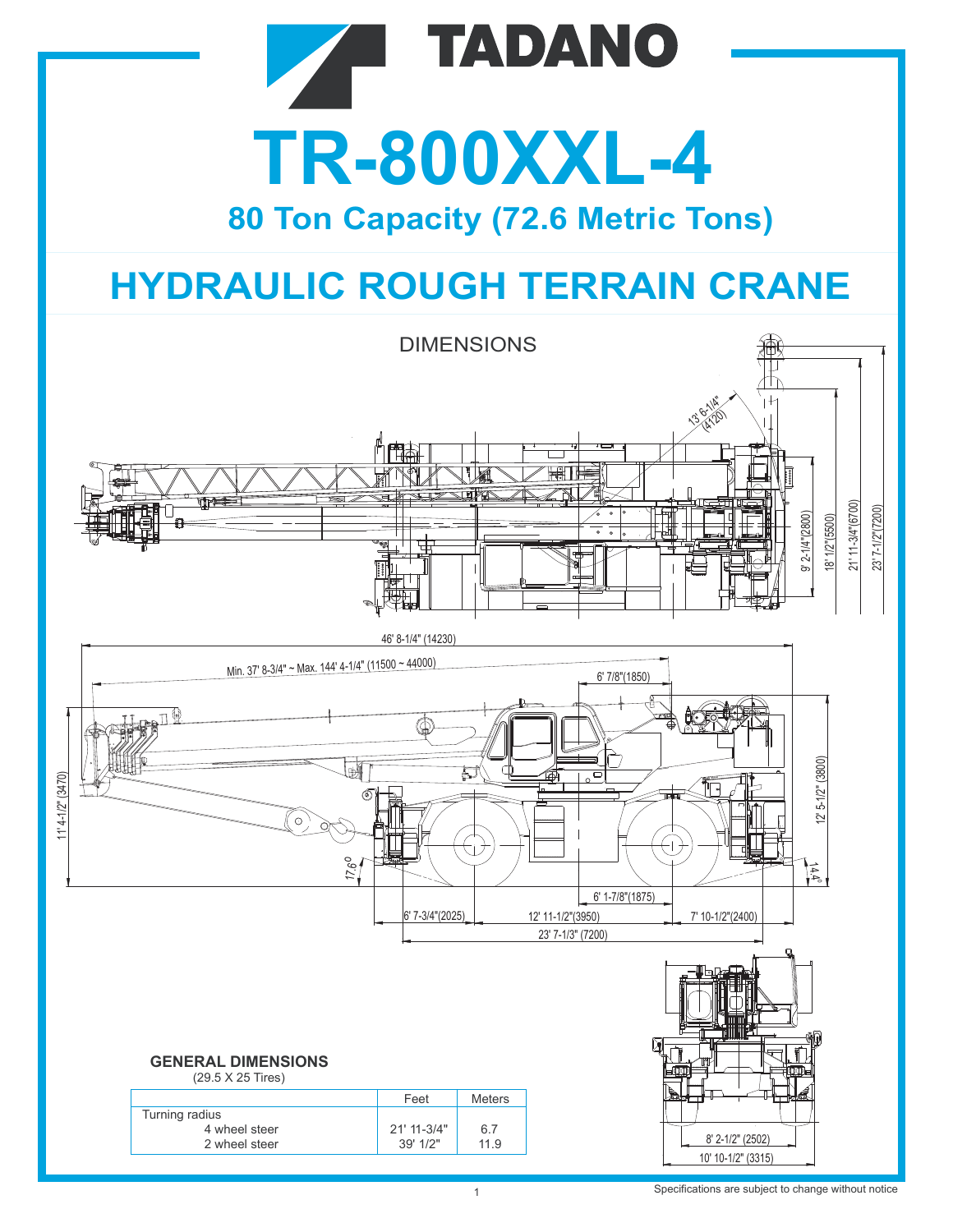# TADANO

# TR-800XXL-4

## 80 Ton Capacity (72.6 Metric Tons)

# HYDRAULIC ROUGH TERRAIN CRANE

DIMENSIONS

13' 6-1/4" (4120)

9' 2-1/4" (2800)

18' 1/2" (5500)

21' 11-3/4" (6700)

23' 7-1/2" (7200)

46' 8-1/4" (14230)

Min. 37' 8-3/4" ~ Max. 144' 4-1/4" (11500 ~ 44000)

6' 7/8" (1850)

11' 4-1/2" (3470)

12' 5-1/2" (3800)

17.6°

14.4°

6' 1-7/8" (1875)

6' 7-3/4" (2025)

12' 11-1/2" (3950)

7' 10-1/2" (2400)

23' 7-1/3" (7200)

8' 2-1/2" (2502)

10' 10-1/2" (3315)

**GENERAL DIMENSIONS**
(29.5 X 25 Tires)

| | Feet | Meters |
|---|---|---|
| Turning radius | | |
| 4 wheel steer | 21' 11-3/4" | 6.7 |
| 2 wheel steer | 39' 1/2" | 11.9 |

Specifications are subject to change without notice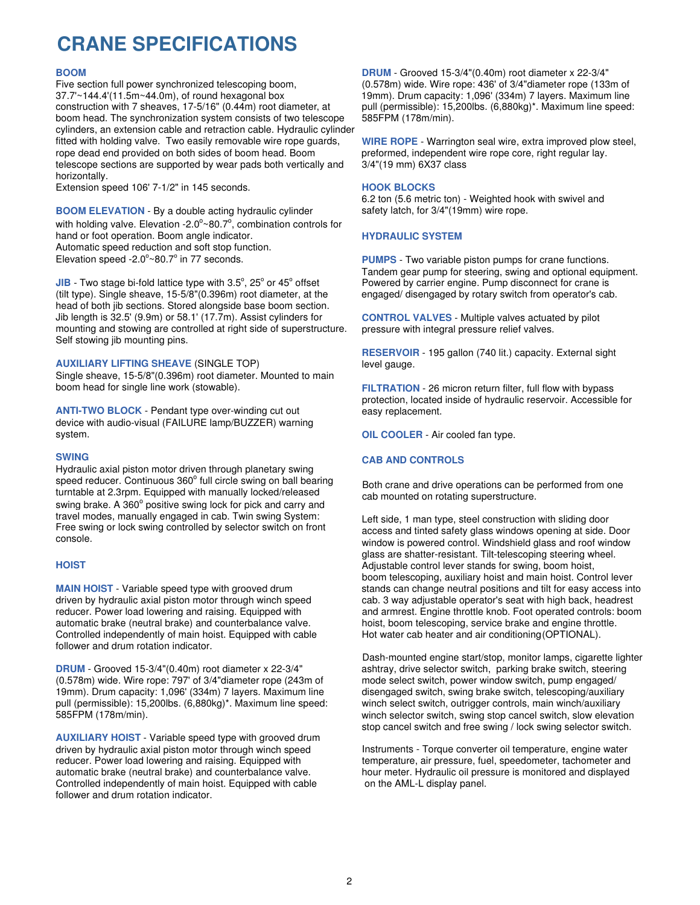# CRANE SPECIFICATIONS

**BOOM**
Five section full power synchronized telescoping boom, 37.7'~144.4'(11.5m~44.0m), of round hexagonal box construction with 7 sheaves, 17-5/16" (0.44m) root diameter, at boom head. The synchronization system consists of two telescope cylinders, an extension cable and retraction cable. Hydraulic cylinder fitted with holding valve. Two easily removable wire rope guards, rope dead end provided on both sides of boom head. Boom telescope sections are supported by wear pads both vertically and horizontally.
Extension speed 106' 7-1/2" in 145 seconds.

**BOOM ELEVATION** - By a double acting hydraulic cylinder with holding valve. Elevation -2.0°~80.7°, combination controls for hand or foot operation. Boom angle indicator.
Automatic speed reduction and soft stop function.
Elevation speed -2.0°~80.7° in 77 seconds.

**JIB** - Two stage bi-fold lattice type with 3.5°, 25° or 45° offset (tilt type). Single sheave, 15-5/8"(0.396m) root diameter, at the head of both jib sections. Stored alongside base boom section. Jib length is 32.5' (9.9m) or 58.1' (17.7m). Assist cylinders for mounting and stowing are controlled at right side of superstructure. Self stowing jib mounting pins.

**AUXILIARY LIFTING SHEAVE** (SINGLE TOP)
Single sheave, 15-5/8"(0.396m) root diameter. Mounted to main boom head for single line work (stowable).

**ANTI-TWO BLOCK** - Pendant type over-winding cut out device with audio-visual (FAILURE lamp/BUZZER) warning system.

**SWING**
Hydraulic axial piston motor driven through planetary swing speed reducer. Continuous 360° full circle swing on ball bearing turntable at 2.3rpm. Equipped with manually locked/released swing brake. A 360° positive swing lock for pick and carry and travel modes, manually engaged in cab. Twin swing System: Free swing or lock swing controlled by selector switch on front console.

**HOIST**

**MAIN HOIST** - Variable speed type with grooved drum driven by hydraulic axial piston motor through winch speed reducer. Power load lowering and raising. Equipped with automatic brake (neutral brake) and counterbalance valve. Controlled independently of main hoist. Equipped with cable follower and drum rotation indicator.

**DRUM** - Grooved 15-3/4"(0.40m) root diameter x 22-3/4" (0.578m) wide. Wire rope: 797' of 3/4"diameter rope (243m of 19mm). Drum capacity: 1,096' (334m) 7 layers. Maximum line pull (permissible): 15,200lbs. (6,880kg)*. Maximum line speed: 585FPM (178m/min).

**AUXILIARY HOIST** - Variable speed type with grooved drum driven by hydraulic axial piston motor through winch speed reducer. Power load lowering and raising. Equipped with automatic brake (neutral brake) and counterbalance valve. Controlled independently of main hoist. Equipped with cable follower and drum rotation indicator.

**DRUM** - Grooved 15-3/4"(0.40m) root diameter x 22-3/4" (0.578m) wide. Wire rope: 436' of 3/4"diameter rope (133m of 19mm). Drum capacity: 1,096' (334m) 7 layers. Maximum line pull (permissible): 15,200lbs. (6,880kg)*. Maximum line speed: 585FPM (178m/min).

**WIRE ROPE** - Warrington seal wire, extra improved plow steel, preformed, independent wire rope core, right regular lay. 3/4"(19 mm) 6X37 class

**HOOK BLOCKS**
6.2 ton (5.6 metric ton) - Weighted hook with swivel and safety latch, for 3/4"(19mm) wire rope.

**HYDRAULIC SYSTEM**

**PUMPS** - Two variable piston pumps for crane functions. Tandem gear pump for steering, swing and optional equipment. Powered by carrier engine. Pump disconnect for crane is engaged/ disengaged by rotary switch from operator's cab.

**CONTROL VALVES** - Multiple valves actuated by pilot pressure with integral pressure relief valves.

**RESERVOIR** - 195 gallon (740 lit.) capacity. External sight level gauge.

**FILTRATION** - 26 micron return filter, full flow with bypass protection, located inside of hydraulic reservoir. Accessible for easy replacement.

**OIL COOLER** - Air cooled fan type.

**CAB AND CONTROLS**

Both crane and drive operations can be performed from one cab mounted on rotating superstructure.

Left side, 1 man type, steel construction with sliding door access and tinted safety glass windows opening at side. Door window is powered control. Windshield glass and roof window glass are shatter-resistant. Tilt-telescoping steering wheel. Adjustable control lever stands for swing, boom hoist, boom telescoping, auxiliary hoist and main hoist. Control lever stands can change neutral positions and tilt for easy access into cab. 3 way adjustable operator's seat with high back, headrest and armrest. Engine throttle knob. Foot operated controls: boom hoist, boom telescoping, service brake and engine throttle. Hot water cab heater and air conditioning(OPTIONAL).

Dash-mounted engine start/stop, monitor lamps, cigarette lighter ashtray, drive selector switch, parking brake switch, steering mode select switch, power window switch, pump engaged/ disengaged switch, swing brake switch, telescoping/auxiliary winch select switch, outrigger controls, main winch/auxiliary winch selector switch, swing stop cancel switch, slow elevation stop cancel switch and free swing / lock swing selector switch.

Instruments - Torque converter oil temperature, engine water temperature, air pressure, fuel, speedometer, tachometer and hour meter. Hydraulic oil pressure is monitored and displayed on the AML-L display panel.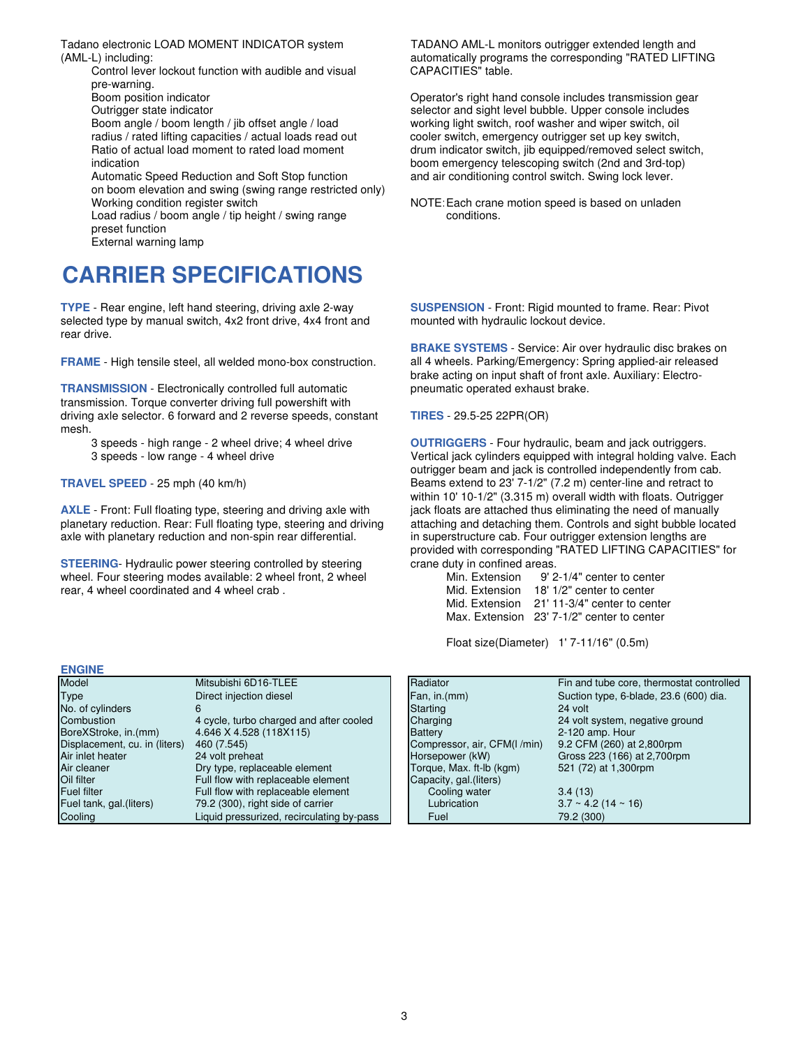Tadano electronic LOAD MOMENT INDICATOR system (AML-L) including:

- Control lever lockout function with audible and visual pre-warning.
- Boom position indicator
- Outrigger state indicator
- Boom angle / boom length / jib offset angle / load radius / rated lifting capacities / actual loads read out
- Ratio of actual load moment to rated load moment indication
- Automatic Speed Reduction and Soft Stop function on boom elevation and swing (swing range restricted only)
- Working condition register switch
- Load radius / boom angle / tip height / swing range preset function
- External warning lamp

TADANO AML-L monitors outrigger extended length and automatically programs the corresponding "RATED LIFTING CAPACITIES" table.

Operator's right hand console includes transmission gear selector and sight level bubble. Upper console includes working light switch, roof washer and wiper switch, oil cooler switch, emergency outrigger set up key switch, drum indicator switch, jib equipped/removed select switch, boom emergency telescoping switch (2nd and 3rd-top) and air conditioning control switch. Swing lock lever.

NOTE: Each crane motion speed is based on unladen conditions.

# CARRIER SPECIFICATIONS

**TYPE** - Rear engine, left hand steering, driving axle 2-way selected type by manual switch, 4x2 front drive, 4x4 front and rear drive.

**FRAME** - High tensile steel, all welded mono-box construction.

**TRANSMISSION** - Electronically controlled full automatic transmission. Torque converter driving full powershift with driving axle selector. 6 forward and 2 reverse speeds, constant mesh.

- 3 speeds - high range - 2 wheel drive; 4 wheel drive
- 3 speeds - low range - 4 wheel drive

**TRAVEL SPEED** - 25 mph (40 km/h)

**AXLE** - Front: Full floating type, steering and driving axle with planetary reduction. Rear: Full floating type, steering and driving axle with planetary reduction and non-spin rear differential.

**STEERING**- Hydraulic power steering controlled by steering wheel. Four steering modes available: 2 wheel front, 2 wheel rear, 4 wheel coordinated and 4 wheel crab .

**SUSPENSION** - Front: Rigid mounted to frame. Rear: Pivot mounted with hydraulic lockout device.

**BRAKE SYSTEMS** - Service: Air over hydraulic disc brakes on all 4 wheels. Parking/Emergency: Spring applied-air released brake acting on input shaft of front axle. Auxiliary: Electro-pneumatic operated exhaust brake.

**TIRES** - 29.5-25 22PR(OR)

**OUTRIGGERS** - Four hydraulic, beam and jack outriggers. Vertical jack cylinders equipped with integral holding valve. Each outrigger beam and jack is controlled independently from cab. Beams extend to 23' 7-1/2" (7.2 m) center-line and retract to within 10' 10-1/2" (3.315 m) overall width with floats. Outrigger jack floats are attached thus eliminating the need of manually attaching and detaching them. Controls and sight bubble located in superstructure cab. Four outrigger extension lengths are provided with corresponding "RATED LIFTING CAPACITIES" for crane duty in confined areas.

| | |
|---|---|
| Min. Extension | 9' 2-1/4" center to center |
| Mid. Extension | 18' 1/2" center to center |
| Mid. Extension | 21' 11-3/4" center to center |
| Max. Extension | 23' 7-1/2" center to center |

Float size(Diameter) 1' 7-11/16" (0.5m)

**ENGINE**

| | |
|---|---|
| Model | Mitsubishi 6D16-TLEE |
| Type | Direct injection diesel |
| No. of cylinders | 6 |
| Combustion | 4 cycle, turbo charged and after cooled |
| BoreXStroke, in.(mm) | 4.646 X 4.528 (118X115) |
| Displacement, cu. in (liters) | 460 (7.545) |
| Air inlet heater | 24 volt preheat |
| Air cleaner | Dry type, replaceable element |
| Oil filter | Full flow with replaceable element |
| Fuel filter | Full flow with replaceable element |
| Fuel tank, gal.(liters) | 79.2 (300), right side of carrier |
| Cooling | Liquid pressurized, recirculating by-pass |

| | |
|---|---|
| Radiator | Fin and tube core, thermostat controlled |
| Fan, in.(mm) | Suction type, 6-blade, 23.6 (600) dia. |
| Starting | 24 volt |
| Charging | 24 volt system, negative ground |
| Battery | 2-120 amp. Hour |
| Compressor, air, CFM(l /min) | 9.2 CFM (260) at 2,800rpm |
| Horsepower (kW) | Gross 223 (166) at 2,700rpm |
| Torque, Max. ft-lb (kgm) | 521 (72) at 1,300rpm |
| Capacity, gal.(liters) | |
| Cooling water | 3.4 (13) |
| Lubrication | 3.7 ~ 4.2 (14 ~ 16) |
| Fuel | 79.2 (300) |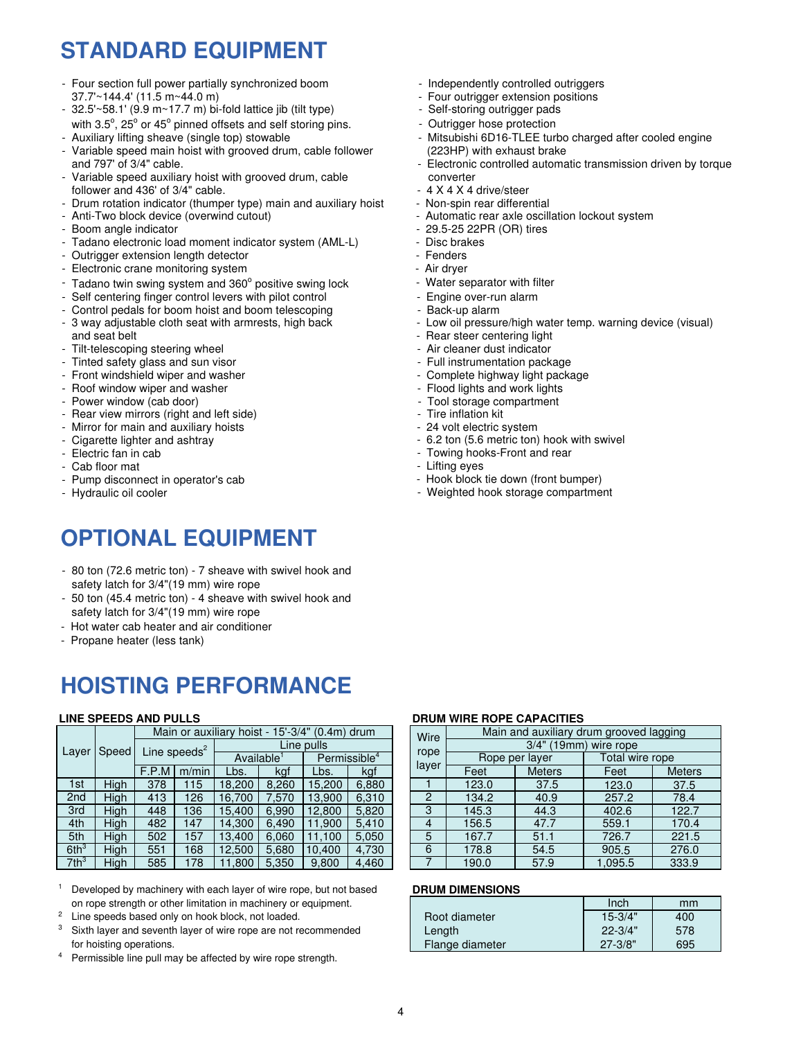# STANDARD EQUIPMENT

- Four section full power partially synchronized boom 37.7'~144.4' (11.5 m~44.0 m)
- 32.5'~58.1' (9.9 m~17.7 m) bi-fold lattice jib (tilt type) with 3.5°, 25° or 45° pinned offsets and self storing pins.
- Auxiliary lifting sheave (single top) stowable
- Variable speed main hoist with grooved drum, cable follower and 797' of 3/4" cable.
- Variable speed auxiliary hoist with grooved drum, cable follower and 436' of 3/4" cable.
- Drum rotation indicator (thumper type) main and auxiliary hoist
- Anti-Two block device (overwind cutout)
- Boom angle indicator
- Tadano electronic load moment indicator system (AML-L)
- Outrigger extension length detector
- Electronic crane monitoring system
- Tadano twin swing system and 360° positive swing lock
- Self centering finger control levers with pilot control
- Control pedals for boom hoist and boom telescoping
- 3 way adjustable cloth seat with armrests, high back and seat belt
- Tilt-telescoping steering wheel
- Tinted safety glass and sun visor
- Front windshield wiper and washer
- Roof window wiper and washer
- Power window (cab door)
- Rear view mirrors (right and left side)
- Mirror for main and auxiliary hoists
- Cigarette lighter and ashtray
- Electric fan in cab
- Cab floor mat
- Pump disconnect in operator's cab
- Hydraulic oil cooler
- Independently controlled outriggers
- Four outrigger extension positions
- Self-storing outrigger pads
- Outrigger hose protection
- Mitsubishi 6D16-TLEE turbo charged after cooled engine (223HP) with exhaust brake
- Electronic controlled automatic transmission driven by torque converter
- 4 X 4 X 4 drive/steer
- Non-spin rear differential
- Automatic rear axle oscillation lockout system
- 29.5-25 22PR (OR) tires
- Disc brakes
- Fenders
- Air dryer
- Water separator with filter
- Engine over-run alarm
- Back-up alarm
- Low oil pressure/high water temp. warning device (visual)
- Rear steer centering light
- Air cleaner dust indicator
- Full instrumentation package
- Complete highway light package
- Flood lights and work lights
- Tool storage compartment
- Tire inflation kit
- 24 volt electric system
- 6.2 ton (5.6 metric ton) hook with swivel
- Towing hooks-Front and rear
- Lifting eyes
- Hook block tie down (front bumper)
- Weighted hook storage compartment

# OPTIONAL EQUIPMENT

- 80 ton (72.6 metric ton) - 7 sheave with swivel hook and safety latch for 3/4"(19 mm) wire rope
- 50 ton (45.4 metric ton) - 4 sheave with swivel hook and safety latch for 3/4"(19 mm) wire rope
- Hot water cab heater and air conditioner
- Propane heater (less tank)

# HOISTING PERFORMANCE

### LINE SPEEDS AND PULLS

| Layer | Speed | Main or auxiliary hoist - 15'-3/4" (0.4m) drum | | | | | |
|---|---|---|---|---|---|---|---|
| | | Line speeds[2] | | Line pulls | | | |
| | | | | Available[1] | | Permissible[4] | |
| | | F.P.M | m/min | Lbs. | kgf | Lbs. | kgf |
| 1st | High | 378 | 115 | 18,200 | 8,260 | 15,200 | 6,880 |
| 2nd | High | 413 | 126 | 16,700 | 7,570 | 13,900 | 6,310 |
| 3rd | High | 448 | 136 | 15,400 | 6,990 | 12,800 | 5,820 |
| 4th | High | 482 | 147 | 14,300 | 6,490 | 11,900 | 5,410 |
| 5th | High | 502 | 157 | 13,400 | 6,060 | 11,100 | 5,050 |
| 6th[3] | High | 551 | 168 | 12,500 | 5,680 | 10,400 | 4,730 |
| 7th[3] | High | 585 | 178 | 11,800 | 5,350 | 9,800 | 4,460 |

[1] Developed by machinery with each layer of wire rope, but not based on rope strength or other limitation in machinery or equipment.
[2] Line speeds based only on hook block, not loaded.
[3] Sixth layer and seventh layer of wire rope are not recommended for hoisting operations.
[4] Permissible line pull may be affected by wire rope strength.

### DRUM WIRE ROPE CAPACITIES

| Wire rope layer | Main and auxiliary drum grooved lagging | | | |
|---|---|---|---|---|
| | 3/4" (19mm) wire rope | | | |
| | Rope per layer | | Total wire rope | |
| | Feet | Meters | Feet | Meters |
| 1 | 123.0 | 37.5 | 123.0 | 37.5 |
| 2 | 134.2 | 40.9 | 257.2 | 78.4 |
| 3 | 145.3 | 44.3 | 402.6 | 122.7 |
| 4 | 156.5 | 47.7 | 559.1 | 170.4 |
| 5 | 167.7 | 51.1 | 726.7 | 221.5 |
| 6 | 178.8 | 54.5 | 905.5 | 276.0 |
| 7 | 190.0 | 57.9 | 1,095.5 | 333.9 |

### DRUM DIMENSIONS

| | Inch | mm |
|---|---|---|
| Root diameter | 15-3/4" | 400 |
| Length | 22-3/4" | 578 |
| Flange diameter | 27-3/8" | 695 |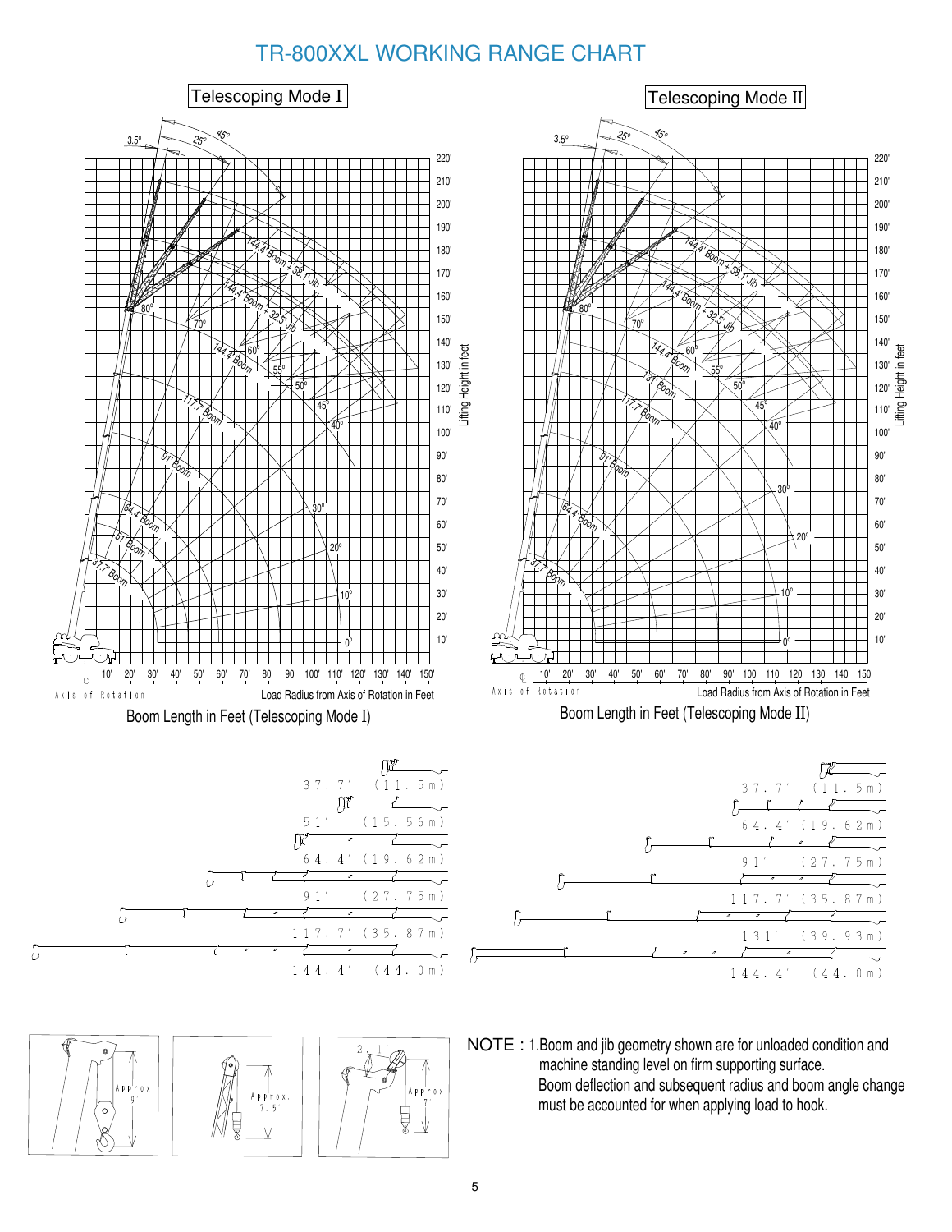# TR-800XXL WORKING RANGE CHART

## Telescoping Mode I

Boom Length in Feet (Telescoping Mode I)

| Boom Length |
|---|
| 37.7' (11.5m) |
| 51' (15.56m) |
| 64.4' (19.62m) |
| 91' (27.75m) |
| 117.7' (35.87m) |
| 144.4' (44.0m) |

## Telescoping Mode II

Boom Length in Feet (Telescoping Mode II)

| Boom Length |
|---|
| 37.7' (11.5m) |
| 64.4' (19.62m) |
| 91' (27.75m) |
| 117.7' (35.87m) |
| 131' (39.93m) |
| 144.4' (44.0m) |

NOTE : 1.Boom and jib geometry shown are for unloaded condition and machine standing level on firm supporting surface. Boom deflection and subsequent radius and boom angle change must be accounted for when applying load to hook.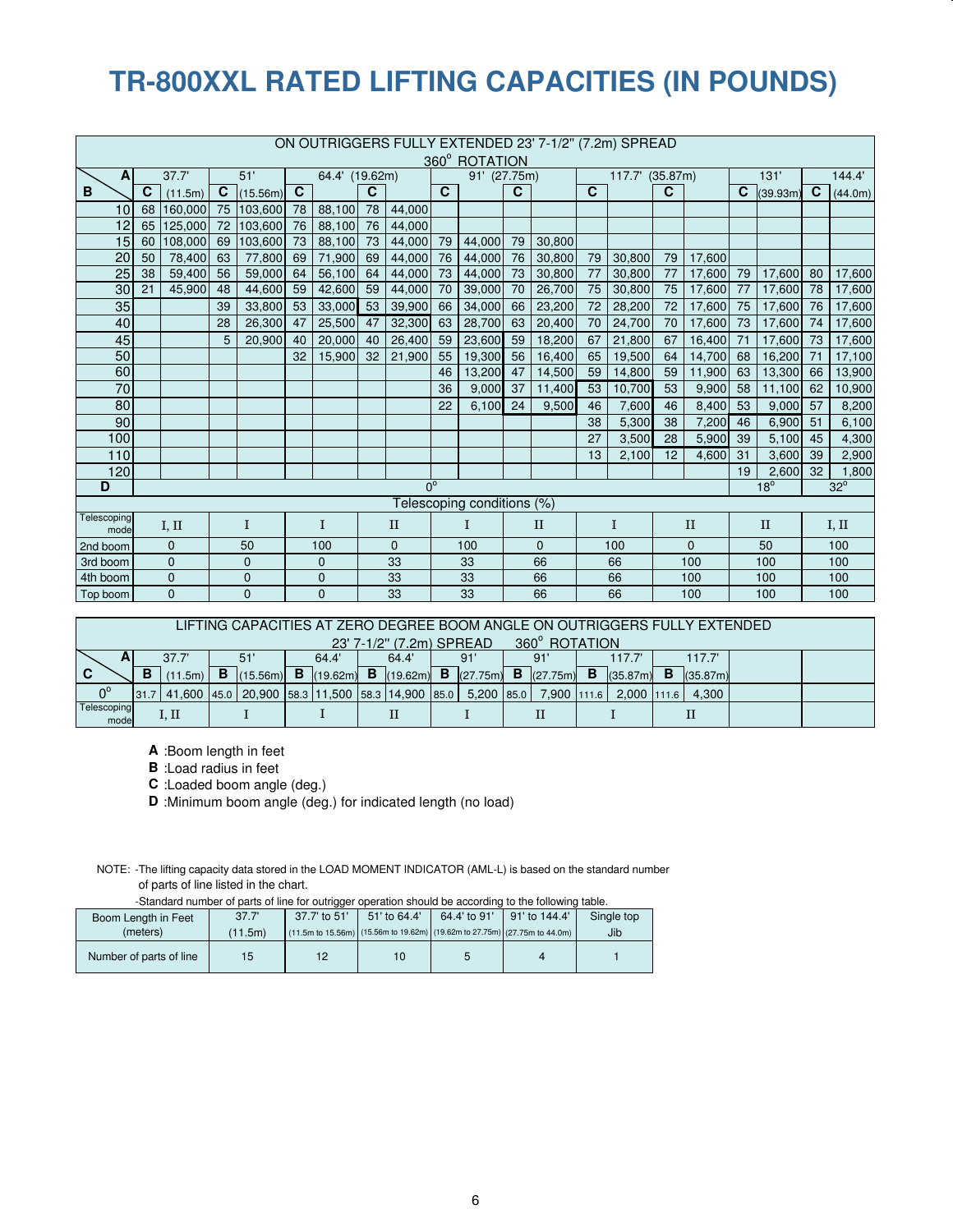# TR-800XXL RATED LIFTING CAPACITIES (IN POUNDS)

| ON OUTRIGGERS FULLY EXTENDED 23' 7-1/2" (7.2m) SPREAD 360° ROTATION | | | | | | | | | | | | | | | | | | | | |
|---|---|---|---|---|---|---|---|---|---|---|---|---|---|---|---|---|---|---|---|---|
| A / B | 37.7' | | 51' | | 64.4' (19.62m) | | | | 91' (27.75m) | | | | 117.7' (35.87m) | | | | 131' | | 144.4' | |
| | C | (11.5m) | C | (15.56m) | C | | C | | C | | C | | C | | C | | C | (39.93m) | C | (44.0m) |
| 10 | 68 | 160,000 | 75 | 103,600 | 78 | 88,100 | 78 | 44,000 | | | | | | | | | | | | |
| 12 | 65 | 125,000 | 72 | 103,600 | 76 | 88,100 | 76 | 44,000 | | | | | | | | | | | | |
| 15 | 60 | 108,000 | 69 | 103,600 | 73 | 88,100 | 73 | 44,000 | 79 | 44,000 | 79 | 30,800 | | | | | | | | |
| 20 | 50 | 78,400 | 63 | 77,800 | 69 | 71,900 | 69 | 44,000 | 76 | 44,000 | 76 | 30,800 | 79 | 30,800 | 79 | 17,600 | | | | |
| 25 | 38 | 59,400 | 56 | 59,000 | 64 | 56,100 | 64 | 44,000 | 73 | 44,000 | 73 | 30,800 | 77 | 30,800 | 77 | 17,600 | 79 | 17,600 | 80 | 17,600 |
| 30 | 21 | 45,900 | 48 | 44,600 | 59 | 42,600 | 59 | 44,000 | 70 | 39,000 | 70 | 26,700 | 75 | 30,800 | 75 | 17,600 | 77 | 17,600 | 78 | 17,600 |
| 35 | | | 39 | 33,800 | 53 | 33,000 | 53 | 39,900 | 66 | 34,000 | 66 | 23,200 | 72 | 28,200 | 72 | 17,600 | 75 | 17,600 | 76 | 17,600 |
| 40 | | | 28 | 26,300 | 47 | 25,500 | 47 | 32,300 | 63 | 28,700 | 63 | 20,400 | 70 | 24,700 | 70 | 17,600 | 73 | 17,600 | 74 | 17,600 |
| 45 | | | 5 | 20,900 | 40 | 20,000 | 40 | 26,400 | 59 | 23,600 | 59 | 18,200 | 67 | 21,800 | 67 | 16,400 | 71 | 17,600 | 73 | 17,600 |
| 50 | | | | | 32 | 15,900 | 32 | 21,900 | 55 | 19,300 | 56 | 16,400 | 65 | 19,500 | 64 | 14,700 | 68 | 16,200 | 71 | 17,100 |
| 60 | | | | | | | | | 46 | 13,200 | 47 | 14,500 | 59 | 14,800 | 59 | 11,900 | 63 | 13,300 | 66 | 13,900 |
| 70 | | | | | | | | | 36 | 9,000 | 37 | 11,400 | 53 | 10,700 | 53 | 9,900 | 58 | 11,100 | 62 | 10,900 |
| 80 | | | | | | | | | 22 | 6,100 | 24 | 9,500 | 46 | 7,600 | 46 | 8,400 | 53 | 9,000 | 57 | 8,200 |
| 90 | | | | | | | | | | | | | 38 | 5,300 | 38 | 7,200 | 46 | 6,900 | 51 | 6,100 |
| 100 | | | | | | | | | | | | | 27 | 3,500 | 28 | 5,900 | 39 | 5,100 | 45 | 4,300 |
| 110 | | | | | | | | | | | | | 13 | 2,100 | 12 | 4,600 | 31 | 3,600 | 39 | 2,900 |
| 120 | | | | | | | | | | | | | | | | | 19 | 2,600 | 32 | 1,800 |
| D | 0° | | | | | | | | | | | | | | | | 18° | | 32° | |
| Telescoping conditions (%) | | | | | | | | | | | | | | | | | | | | |
| Telescoping mode | I, II | | I | | I | | II | | I | | II | | I | | II | | II | | I, II | |
| 2nd boom | 0 | | 50 | | 100 | | 0 | | 100 | | 0 | | 100 | | 0 | | 50 | | 100 | |
| 3rd boom | 0 | | 0 | | 0 | | 33 | | 33 | | 66 | | 66 | | 100 | | 100 | | 100 | |
| 4th boom | 0 | | 0 | | 0 | | 33 | | 33 | | 66 | | 66 | | 100 | | 100 | | 100 | |
| Top boom | 0 | | 0 | | 0 | | 33 | | 33 | | 66 | | 66 | | 100 | | 100 | | 100 | |

| LIFTING CAPACITIES AT ZERO DEGREE BOOM ANGLE ON OUTRIGGERS FULLY EXTENDED 23' 7-1/2" (7.2m) SPREAD 360° ROTATION | | | | | | | | | | | | | | | | |
|---|---|---|---|---|---|---|---|---|---|---|---|---|---|---|---|---|
| A / C | 37.7' | | 51' | | 64.4' | | 64.4' | | 91' | | 91' | | 117.7' | | 117.7' | |
| | B | (11.5m) | B | (15.56m) | B | (19.62m) | B | (19.62m) | B | (27.75m) | B | (27.75m) | B | (35.87m) | B | (35.87m) |
| 0° | 31.7 | 41,600 | 45.0 | 20,900 | 58.3 | 11,500 | 58.3 | 14,900 | 85.0 | 5,200 | 85.0 | 7,900 | 111.6 | 2,000 | 111.6 | 4,300 |
| Telescoping mode | I, II | | I | | I | | II | | I | | II | | I | | II | |

**A** :Boom length in feet
**B** :Load radius in feet
**C** :Loaded boom angle (deg.)
**D** :Minimum boom angle (deg.) for indicated length (no load)

NOTE: -The lifting capacity data stored in the LOAD MOMENT INDICATOR (AML-L) is based on the standard number of parts of line listed in the chart.
-Standard number of parts of line for outrigger operation should be according to the following table.

| Boom Length in Feet (meters) | 37.7' (11.5m) | 37.7' to 51' (11.5m to 15.56m) | 51' to 64.4' (15.56m to 19.62m) | 64.4' to 91' (19.62m to 27.75m) | 91' to 144.4' (27.75m to 44.0m) | Single top Jib |
|---|---|---|---|---|---|---|
| Number of parts of line | 15 | 12 | 10 | 5 | 4 | 1 |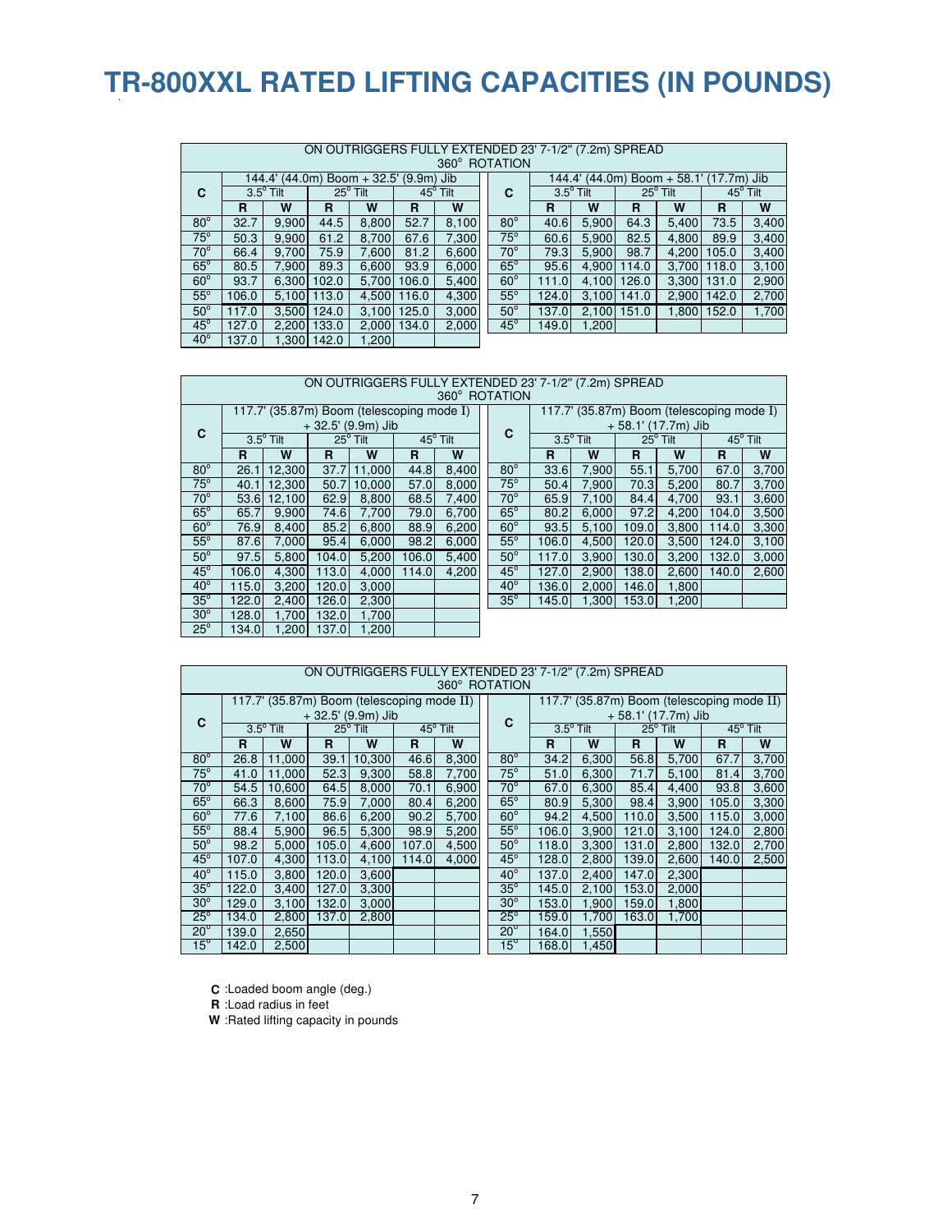# TR-800XXL RATED LIFTING CAPACITIES (IN POUNDS)

| ON OUTRIGGERS FULLY EXTENDED 23' 7-1/2" (7.2m) SPREAD 360° ROTATION | | | | | | |
|---|---|---|---|---|---|---|
| C | 144.4' (44.0m) Boom + 32.5' (9.9m) Jib | | | | | |
| | 3.5° Tilt | | 25° Tilt | | 45° Tilt | |
| | R | W | R | W | R | W |
| 80° | 32.7 | 9,900 | 44.5 | 8,800 | 52.7 | 8,100 |
| 75° | 50.3 | 9,900 | 61.2 | 8,700 | 67.6 | 7,300 |
| 70° | 66.4 | 9,700 | 75.9 | 7,600 | 81.2 | 6,600 |
| 65° | 80.5 | 7,900 | 89.3 | 6,600 | 93.9 | 6,000 |
| 60° | 93.7 | 6,300 | 102.0 | 5,700 | 106.0 | 5,400 |
| 55° | 106.0 | 5,100 | 113.0 | 4,500 | 116.0 | 4,300 |
| 50° | 117.0 | 3,500 | 124.0 | 3,100 | 125.0 | 3,000 |
| 45° | 127.0 | 2,200 | 133.0 | 2,000 | 134.0 | 2,000 |
| 40° | 137.0 | 1,300 | 142.0 | 1,200 | | |

| ON OUTRIGGERS FULLY EXTENDED 23' 7-1/2" (7.2m) SPREAD 360° ROTATION | | | | | | |
|---|---|---|---|---|---|---|
| C | 144.4' (44.0m) Boom + 58.1' (17.7m) Jib | | | | | |
| | 3.5° Tilt | | 25° Tilt | | 45° Tilt | |
| | R | W | R | W | R | W |
| 80° | 40.6 | 5,900 | 64.3 | 5,400 | 73.5 | 3,400 |
| 75° | 60.6 | 5,900 | 82.5 | 4,800 | 89.9 | 3,400 |
| 70° | 79.3 | 5,900 | 98.7 | 4,200 | 105.0 | 3,400 |
| 65° | 95.6 | 4,900 | 114.0 | 3,700 | 118.0 | 3,100 |
| 60° | 111.0 | 4,100 | 126.0 | 3,300 | 131.0 | 2,900 |
| 55° | 124.0 | 3,100 | 141.0 | 2,900 | 142.0 | 2,700 |
| 50° | 137.0 | 2,100 | 151.0 | 1,800 | 152.0 | 1,700 |
| 45° | 149.0 | 1,200 | | | | |

| ON OUTRIGGERS FULLY EXTENDED 23' 7-1/2" (7.2m) SPREAD 360° ROTATION | | | | | | |
|---|---|---|---|---|---|---|
| C | 117.7' (35.87m) Boom (telescoping mode I) + 32.5' (9.9m) Jib | | | | | |
| | 3.5° Tilt | | 25° Tilt | | 45° Tilt | |
| | R | W | R | W | R | W |
| 80° | 26.1 | 12,300 | 37.7 | 11,000 | 44.8 | 8,400 |
| 75° | 40.1 | 12,300 | 50.7 | 10,000 | 57.0 | 8,000 |
| 70° | 53.6 | 12,100 | 62.9 | 8,800 | 68.5 | 7,400 |
| 65° | 65.7 | 9,900 | 74.6 | 7,700 | 79.0 | 6,700 |
| 60° | 76.9 | 8,400 | 85.2 | 6,800 | 88.9 | 6,200 |
| 55° | 87.6 | 7,000 | 95.4 | 6,000 | 98.2 | 6,000 |
| 50° | 97.5 | 5,800 | 104.0 | 5,200 | 106.0 | 5,400 |
| 45° | 106.0 | 4,300 | 113.0 | 4,000 | 114.0 | 4,200 |
| 40° | 115.0 | 3,200 | 120.0 | 3,000 | | |
| 35° | 122.0 | 2,400 | 126.0 | 2,300 | | |
| 30° | 128.0 | 1,700 | 132.0 | 1,700 | | |
| 25° | 134.0 | 1,200 | 137.0 | 1,200 | | |

| ON OUTRIGGERS FULLY EXTENDED 23' 7-1/2" (7.2m) SPREAD 360° ROTATION | | | | | | |
|---|---|---|---|---|---|---|
| C | 117.7' (35.87m) Boom (telescoping mode I) + 58.1' (17.7m) Jib | | | | | |
| | 3.5° Tilt | | 25° Tilt | | 45° Tilt | |
| | R | W | R | W | R | W |
| 80° | 33.6 | 7,900 | 55.1 | 5,700 | 67.0 | 3,700 |
| 75° | 50.4 | 7,900 | 70.3 | 5,200 | 80.7 | 3,700 |
| 70° | 65.9 | 7,100 | 84.4 | 4,700 | 93.1 | 3,600 |
| 65° | 80.2 | 6,000 | 97.2 | 4,200 | 104.0 | 3,500 |
| 60° | 93.5 | 5,100 | 109.0 | 3,800 | 114.0 | 3,300 |
| 55° | 106.0 | 4,500 | 120.0 | 3,500 | 124.0 | 3,100 |
| 50° | 117.0 | 3,900 | 130.0 | 3,200 | 132.0 | 3,000 |
| 45° | 127.0 | 2,900 | 138.0 | 2,600 | 140.0 | 2,600 |
| 40° | 136.0 | 2,000 | 146.0 | 1,800 | | |
| 35° | 145.0 | 1,300 | 153.0 | 1,200 | | |

| ON OUTRIGGERS FULLY EXTENDED 23' 7-1/2" (7.2m) SPREAD 360° ROTATION | | | | | | |
|---|---|---|---|---|---|---|
| C | 117.7' (35.87m) Boom (telescoping mode II) + 32.5' (9.9m) Jib | | | | | |
| | 3.5° Tilt | | 25° Tilt | | 45° Tilt | |
| | R | W | R | W | R | W |
| 80° | 26.8 | 11,000 | 39.1 | 10,300 | 46.6 | 8,300 |
| 75° | 41.0 | 11,000 | 52.3 | 9,300 | 58.8 | 7,700 |
| 70° | 54.5 | 10,600 | 64.5 | 8,000 | 70.1 | 6,900 |
| 65° | 66.3 | 8,600 | 75.9 | 7,000 | 80.4 | 6,200 |
| 60° | 77.6 | 7,100 | 86.6 | 6,200 | 90.2 | 5,700 |
| 55° | 88.4 | 5,900 | 96.5 | 5,300 | 98.9 | 5,200 |
| 50° | 98.2 | 5,000 | 105.0 | 4,600 | 107.0 | 4,500 |
| 45° | 107.0 | 4,300 | 113.0 | 4,100 | 114.0 | 4,000 |
| 40° | 115.0 | 3,800 | 120.0 | 3,600 | | |
| 35° | 122.0 | 3,400 | 127.0 | 3,300 | | |
| 30° | 129.0 | 3,100 | 132.0 | 3,000 | | |
| 25° | 134.0 | 2,800 | 137.0 | 2,800 | | |
| 20° | 139.0 | 2,650 | | | | |
| 15° | 142.0 | 2,500 | | | | |

| ON OUTRIGGERS FULLY EXTENDED 23' 7-1/2" (7.2m) SPREAD 360° ROTATION | | | | | | |
|---|---|---|---|---|---|---|
| C | 117.7' (35.87m) Boom (telescoping mode II) + 58.1' (17.7m) Jib | | | | | |
| | 3.5° Tilt | | 25° Tilt | | 45° Tilt | |
| | R | W | R | W | R | W |
| 80° | 34.2 | 6,300 | 56.8 | 5,700 | 67.7 | 3,700 |
| 75° | 51.0 | 6,300 | 71.7 | 5,100 | 81.4 | 3,700 |
| 70° | 67.0 | 6,300 | 85.4 | 4,400 | 93.8 | 3,600 |
| 65° | 80.9 | 5,300 | 98.4 | 3,900 | 105.0 | 3,300 |
| 60° | 94.2 | 4,500 | 110.0 | 3,500 | 115.0 | 3,000 |
| 55° | 106.0 | 3,900 | 121.0 | 3,100 | 124.0 | 2,800 |
| 50° | 118.0 | 3,300 | 131.0 | 2,800 | 132.0 | 2,700 |
| 45° | 128.0 | 2,800 | 139.0 | 2,600 | 140.0 | 2,500 |
| 40° | 137.0 | 2,400 | 147.0 | 2,300 | | |
| 35° | 145.0 | 2,100 | 153.0 | 2,000 | | |
| 30° | 153.0 | 1,900 | 159.0 | 1,800 | | |
| 25° | 159.0 | 1,700 | 163.0 | 1,700 | | |
| 20° | 164.0 | 1,550 | | | | |
| 15° | 168.0 | 1,450 | | | | |

**C** :Loaded boom angle (deg.)
**R** :Load radius in feet
**W** :Rated lifting capacity in pounds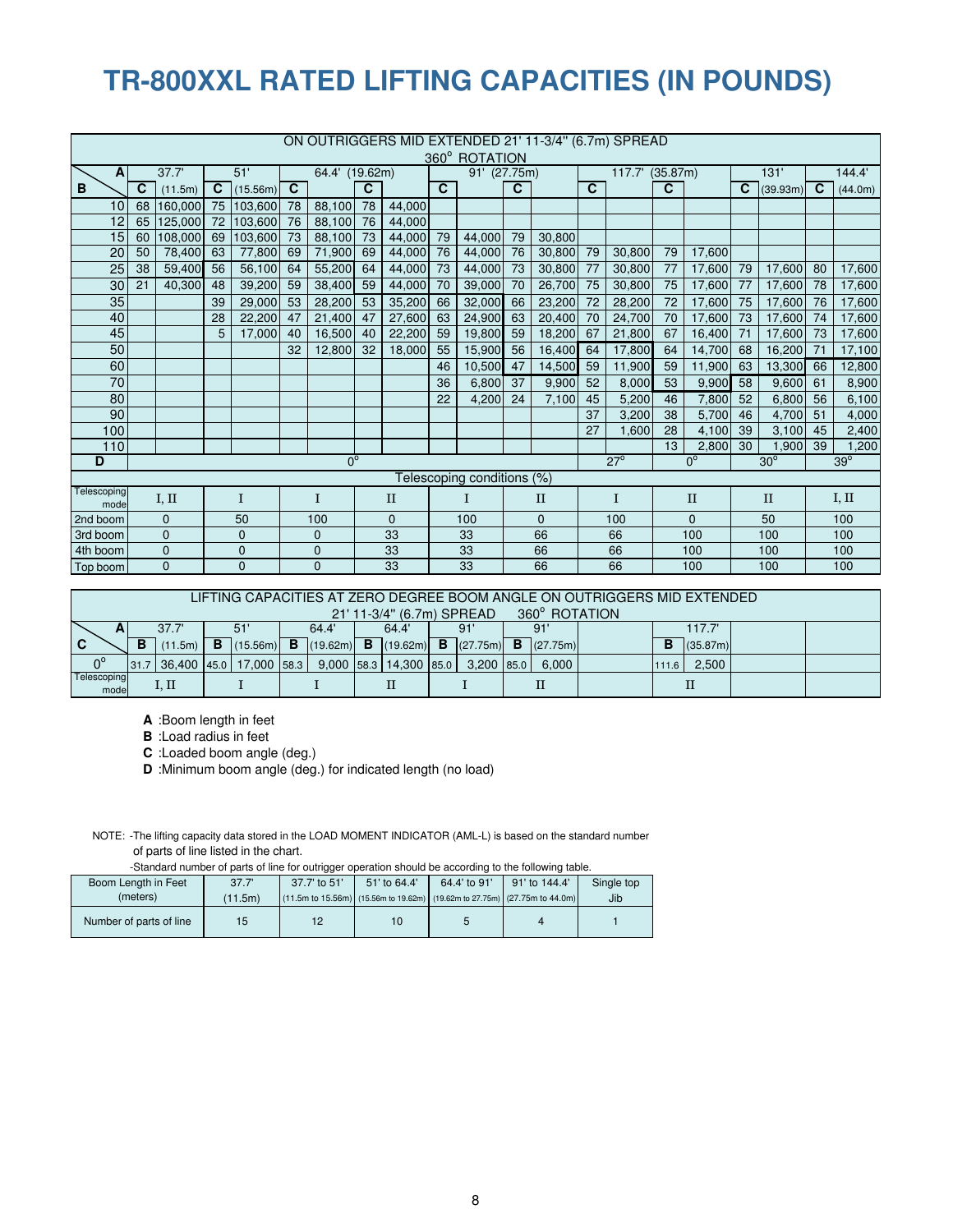# TR-800XXL RATED LIFTING CAPACITIES (IN POUNDS)

| ON OUTRIGGERS MID EXTENDED 21' 11-3/4" (6.7m) SPREAD 360° ROTATION | | | | | | | | | | | | | | | | | | | | | | | |
|---|---|---|---|---|---|---|---|---|---|---|---|---|---|---|---|---|---|---|---|---|---|---|---|
| **A** | 37.7' | | 51' | | 64.4' (19.62m) | | | | 91' (27.75m) | | | | 117.7' (35.87m) | | | | 131' | | 144.4' | | | | |
| **B** | **C** | (11.5m) | **C** | (15.56m) | **C** | | **C** | | **C** | | **C** | | **C** | | **C** | | **C** | (39.93m) | **C** | (44.0m) | | | |
| 10 | 68 | 160,000 | 75 | 103,600 | 78 | 88,100 | 78 | 44,000 | | | | | | | | | | | | | | | |
| 12 | 65 | 125,000 | 72 | 103,600 | 76 | 88,100 | 76 | 44,000 | | | | | | | | | | | | | | | |
| 15 | 60 | 108,000 | 69 | 103,600 | 73 | 88,100 | 73 | 44,000 | 79 | 44,000 | 79 | 30,800 | | | | | | | | | | | |
| 20 | 50 | 78,400 | 63 | 77,800 | 69 | 71,900 | 69 | 44,000 | 76 | 44,000 | 76 | 30,800 | 79 | 30,800 | 79 | 17,600 | | | | | | | |
| 25 | 38 | 59,400 | 56 | 56,100 | 64 | 55,200 | 64 | 44,000 | 73 | 44,000 | 73 | 30,800 | 77 | 30,800 | 77 | 17,600 | 79 | 17,600 | 80 | 17,600 | | | |
| 30 | 21 | 40,300 | 48 | 39,200 | 59 | 38,400 | 59 | 44,000 | 70 | 39,000 | 70 | 26,700 | 75 | 30,800 | 75 | 17,600 | 77 | 17,600 | 78 | 17,600 | | | |
| 35 | | | 39 | 29,000 | 53 | 28,200 | 53 | 35,200 | 66 | 32,000 | 66 | 23,200 | 72 | 28,200 | 72 | 17,600 | 75 | 17,600 | 76 | 17,600 | | | |
| 40 | | | 28 | 22,200 | 47 | 21,400 | 47 | 27,600 | 63 | 24,900 | 63 | 20,400 | 70 | 24,700 | 70 | 17,600 | 73 | 17,600 | 74 | 17,600 | | | |
| 45 | | | 5 | 17,000 | 40 | 16,500 | 40 | 22,200 | 59 | 19,800 | 59 | 18,200 | 67 | 21,800 | 67 | 16,400 | 71 | 17,600 | 73 | 17,600 | | | |
| 50 | | | | | 32 | 12,800 | 32 | 18,000 | 55 | 15,900 | 56 | 16,400 | 64 | 17,800 | 64 | 14,700 | 68 | 16,200 | 71 | 17,100 | | | |
| 60 | | | | | | | | | 46 | 10,500 | 47 | 14,500 | 59 | 11,900 | 59 | 11,900 | 63 | 13,300 | 66 | 12,800 | | | |
| 70 | | | | | | | | | 36 | 6,800 | 37 | 9,900 | 52 | 8,000 | 53 | 9,900 | 58 | 9,600 | 61 | 8,900 | | | |
| 80 | | | | | | | | | 22 | 4,200 | 24 | 7,100 | 45 | 5,200 | 46 | 7,800 | 52 | 6,800 | 56 | 6,100 | | | |
| 90 | | | | | | | | | | | | | 37 | 3,200 | 38 | 5,700 | 46 | 4,700 | 51 | 4,000 | | | |
| 100 | | | | | | | | | | | | | 27 | 1,600 | 28 | 4,100 | 39 | 3,100 | 45 | 2,400 | | | |
| 110 | | | | | | | | | | | | | | | 13 | 2,800 | 30 | 1,900 | 39 | 1,200 | | | |
| **D** | 0° | | | | | | | | | | | | 27° | | 0° | | 30° | | 39° | | | | |
| Telescoping conditions (%) | | | | | | | | | | | | | | | | | | | | | | | |
| Telescoping mode | I, II | | I | | I | | II | | I | | II | | I | | II | | II | | I, II | | | | |
| 2nd boom | 0 | | 50 | | 100 | | 0 | | 100 | | 0 | | 100 | | 0 | | 50 | | 100 | | | | |
| 3rd boom | 0 | | 0 | | 0 | | 33 | | 33 | | 66 | | 66 | | 100 | | 100 | | 100 | | | | |
| 4th boom | 0 | | 0 | | 0 | | 33 | | 33 | | 66 | | 66 | | 100 | | 100 | | 100 | | | | |
| Top boom | 0 | | 0 | | 0 | | 33 | | 33 | | 66 | | 66 | | 100 | | 100 | | 100 | | | | |

| LIFTING CAPACITIES AT ZERO DEGREE BOOM ANGLE ON OUTRIGGERS MID EXTENDED 21' 11-3/4" (6.7m) SPREAD 360° ROTATION | | | | | | | | | | | | | | | |
|---|---|---|---|---|---|---|---|---|---|---|---|---|---|---|---|
| **A** | 37.7' | | 51' | | 64.4' | | 64.4' | | 91' | | 91' | | | 117.7' | |
| **C** | **B** | (11.5m) | **B** | (15.56m) | **B** | (19.62m) | **B** | (19.62m) | **B** | (27.75m) | **B** | (27.75m) | | **B** | (35.87m) |
| 0° | 31.7 | 36,400 | 45.0 | 17,000 | 58.3 | 9,000 | 58.3 | 14,300 | 85.0 | 3,200 | 85.0 | 6,000 | | 111.6 | 2,500 |
| Telescoping mode | I, II | | I | | I | | II | | I | | II | | | II | |

**A** :Boom length in feet
**B** :Load radius in feet
**C** :Loaded boom angle (deg.)
**D** :Minimum boom angle (deg.) for indicated length (no load)

NOTE: -The lifting capacity data stored in the LOAD MOMENT INDICATOR (AML-L) is based on the standard number of parts of line listed in the chart.
-Standard number of parts of line for outrigger operation should be according to the following table.

| Boom Length in Feet (meters) | 37.7' (11.5m) | 37.7' to 51' (11.5m to 15.56m) | 51' to 64.4' (15.56m to 19.62m) | 64.4' to 91' (19.62m to 27.75m) | 91' to 144.4' (27.75m to 44.0m) | Single top Jib |
|---|---|---|---|---|---|---|
| Number of parts of line | 15 | 12 | 10 | 5 | 4 | 1 |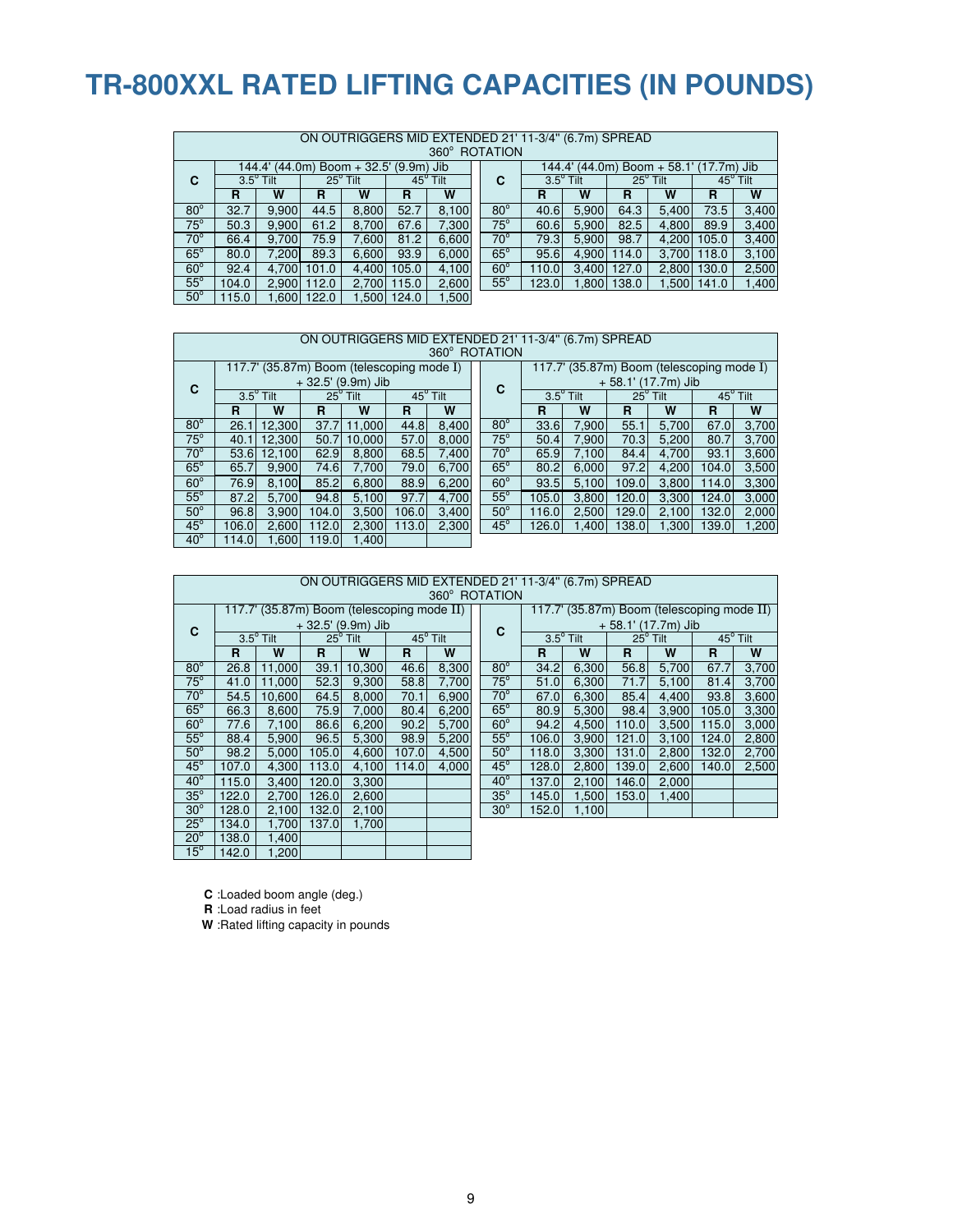# TR-800XXL RATED LIFTING CAPACITIES (IN POUNDS)

| ON OUTRIGGERS MID EXTENDED 21' 11-3/4" (6.7m) SPREAD 360° ROTATION | | | | | | | | | | | | | |
|---|---|---|---|---|---|---|---|---|---|---|---|---|---|
| C | 144.4' (44.0m) Boom + 32.5' (9.9m) Jib | | | | | | C | 144.4' (44.0m) Boom + 58.1' (17.7m) Jib | | | | | |
| | 3.5° Tilt | | 25° Tilt | | 45° Tilt | | | 3.5° Tilt | | 25° Tilt | | 45° Tilt | |
| | R | W | R | W | R | W | | R | W | R | W | R | W |
| 80° | 32.7 | 9,900 | 44.5 | 8,800 | 52.7 | 8,100 | 80° | 40.6 | 5,900 | 64.3 | 5,400 | 73.5 | 3,400 |
| 75° | 50.3 | 9,900 | 61.2 | 8,700 | 67.6 | 7,300 | 75° | 60.6 | 5,900 | 82.5 | 4,800 | 89.9 | 3,400 |
| 70° | 66.4 | 9,700 | 75.9 | 7,600 | 81.2 | 6,600 | 70° | 79.3 | 5,900 | 98.7 | 4,200 | 105.0 | 3,400 |
| 65° | 80.0 | 7,200 | 89.3 | 6,600 | 93.9 | 6,000 | 65° | 95.6 | 4,900 | 114.0 | 3,700 | 118.0 | 3,100 |
| 60° | 92.4 | 4,700 | 101.0 | 4,400 | 105.0 | 4,100 | 60° | 110.0 | 3,400 | 127.0 | 2,800 | 130.0 | 2,500 |
| 55° | 104.0 | 2,900 | 112.0 | 2,700 | 115.0 | 2,600 | 55° | 123.0 | 1,800 | 138.0 | 1,500 | 141.0 | 1,400 |
| 50° | 115.0 | 1,600 | 122.0 | 1,500 | 124.0 | 1,500 | | | | | | | |

| ON OUTRIGGERS MID EXTENDED 21' 11-3/4" (6.7m) SPREAD 360° ROTATION | | | | | | | | | | | | | |
|---|---|---|---|---|---|---|---|---|---|---|---|---|---|
| C | 117.7' (35.87m) Boom (telescoping mode I) + 32.5' (9.9m) Jib | | | | | | C | 117.7' (35.87m) Boom (telescoping mode I) + 58.1' (17.7m) Jib | | | | | |
| | 3.5° Tilt | | 25° Tilt | | 45° Tilt | | | 3.5° Tilt | | 25° Tilt | | 45° Tilt | |
| | R | W | R | W | R | W | | R | W | R | W | R | W |
| 80° | 26.1 | 12,300 | 37.7 | 11,000 | 44.8 | 8,400 | 80° | 33.6 | 7,900 | 55.1 | 5,700 | 67.0 | 3,700 |
| 75° | 40.1 | 12,300 | 50.7 | 10,000 | 57.0 | 8,000 | 75° | 50.4 | 7,900 | 70.3 | 5,200 | 80.7 | 3,700 |
| 70° | 53.6 | 12,100 | 62.9 | 8,800 | 68.5 | 7,400 | 70° | 65.9 | 7,100 | 84.4 | 4,700 | 93.1 | 3,600 |
| 65° | 65.7 | 9,900 | 74.6 | 7,700 | 79.0 | 6,700 | 65° | 80.2 | 6,000 | 97.2 | 4,200 | 104.0 | 3,500 |
| 60° | 76.9 | 8,100 | 85.2 | 6,800 | 88.9 | 6,200 | 60° | 93.5 | 5,100 | 109.0 | 3,800 | 114.0 | 3,300 |
| 55° | 87.2 | 5,700 | 94.8 | 5,100 | 97.7 | 4,700 | 55° | 105.0 | 3,800 | 120.0 | 3,300 | 124.0 | 3,000 |
| 50° | 96.8 | 3,900 | 104.0 | 3,500 | 106.0 | 3,400 | 50° | 116.0 | 2,500 | 129.0 | 2,100 | 132.0 | 2,000 |
| 45° | 106.0 | 2,600 | 112.0 | 2,300 | 113.0 | 2,300 | 45° | 126.0 | 1,400 | 138.0 | 1,300 | 139.0 | 1,200 |
| 40° | 114.0 | 1,600 | 119.0 | 1,400 | | | | | | | | | |

| ON OUTRIGGERS MID EXTENDED 21' 11-3/4" (6.7m) SPREAD 360° ROTATION | | | | | | | | | | | | | |
|---|---|---|---|---|---|---|---|---|---|---|---|---|---|
| C | 117.7' (35.87m) Boom (telescoping mode II) + 32.5' (9.9m) Jib | | | | | | C | 117.7' (35.87m) Boom (telescoping mode II) + 58.1' (17.7m) Jib | | | | | |
| | 3.5° Tilt | | 25° Tilt | | 45° Tilt | | | 3.5° Tilt | | 25° Tilt | | 45° Tilt | |
| | R | W | R | W | R | W | | R | W | R | W | R | W |
| 80° | 26.8 | 11,000 | 39.1 | 10,300 | 46.6 | 8,300 | 80° | 34.2 | 6,300 | 56.8 | 5,700 | 67.7 | 3,700 |
| 75° | 41.0 | 11,000 | 52.3 | 9,300 | 58.8 | 7,700 | 75° | 51.0 | 6,300 | 71.7 | 5,100 | 81.4 | 3,700 |
| 70° | 54.5 | 10,600 | 64.5 | 8,000 | 70.1 | 6,900 | 70° | 67.0 | 6,300 | 85.4 | 4,400 | 93.8 | 3,600 |
| 65° | 66.3 | 8,600 | 75.9 | 7,000 | 80.4 | 6,200 | 65° | 80.9 | 5,300 | 98.4 | 3,900 | 105.0 | 3,300 |
| 60° | 77.6 | 7,100 | 86.6 | 6,200 | 90.2 | 5,700 | 60° | 94.2 | 4,500 | 110.0 | 3,500 | 115.0 | 3,000 |
| 55° | 88.4 | 5,900 | 96.5 | 5,300 | 98.9 | 5,200 | 55° | 106.0 | 3,900 | 121.0 | 3,100 | 124.0 | 2,800 |
| 50° | 98.2 | 5,000 | 105.0 | 4,600 | 107.0 | 4,500 | 50° | 118.0 | 3,300 | 131.0 | 2,800 | 132.0 | 2,700 |
| 45° | 107.0 | 4,300 | 113.0 | 4,100 | 114.0 | 4,000 | 45° | 128.0 | 2,800 | 139.0 | 2,600 | 140.0 | 2,500 |
| 40° | 115.0 | 3,400 | 120.0 | 3,300 | | | 40° | 137.0 | 2,100 | 146.0 | 2,000 | | |
| 35° | 122.0 | 2,700 | 126.0 | 2,600 | | | 35° | 145.0 | 1,500 | 153.0 | 1,400 | | |
| 30° | 128.0 | 2,100 | 132.0 | 2,100 | | | 30° | 152.0 | 1,100 | | | | |
| 25° | 134.0 | 1,700 | 137.0 | 1,700 | | | | | | | | | |
| 20° | 138.0 | 1,400 | | | | | | | | | | | |
| 15° | 142.0 | 1,200 | | | | | | | | | | | |

**C** :Loaded boom angle (deg.)
**R** :Load radius in feet
**W** :Rated lifting capacity in pounds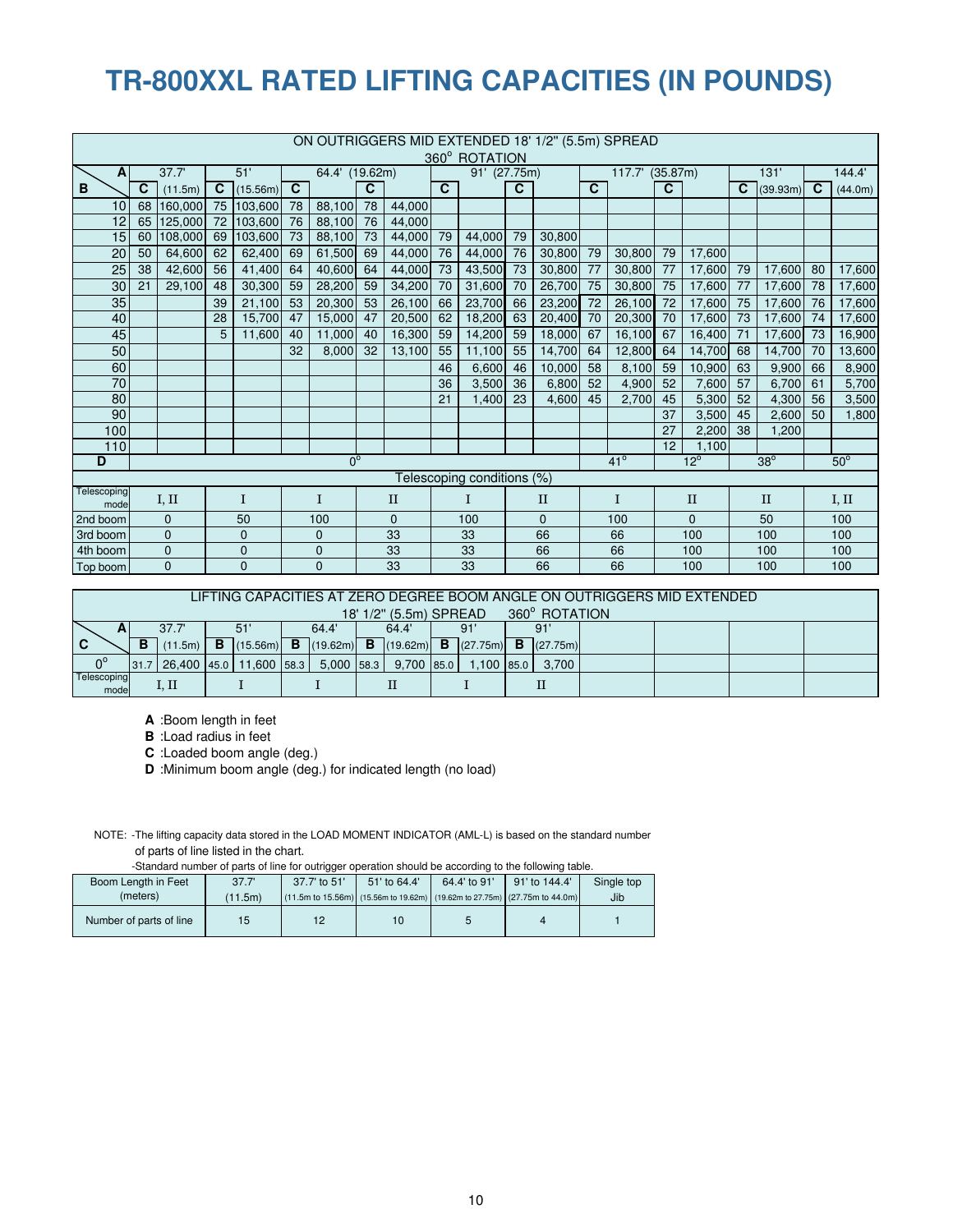# TR-800XXL RATED LIFTING CAPACITIES (IN POUNDS)

| ON OUTRIGGERS MID EXTENDED 18' 1/2" (5.5m) SPREAD 360° ROTATION | | | | | | | | | | | | | | | | | | | | | | |
|---|---|---|---|---|---|---|---|---|---|---|---|---|---|---|---|---|---|---|---|---|---|---|
| A | 37.7' | | 51' | | 64.4' (19.62m) | | | | 91' (27.75m) | | | | 117.7' (35.87m) | | | | 131' | | 144.4' | |
| B | C | (11.5m) | C | (15.56m) | C | | C | | C | | C | | C | | C | | C | (39.93m) | C | (44.0m) |
| 10 | 68 | 160,000 | 75 | 103,600 | 78 | 88,100 | 78 | 44,000 | | | | | | | | | | | | |
| 12 | 65 | 125,000 | 72 | 103,600 | 76 | 88,100 | 76 | 44,000 | | | | | | | | | | | | |
| 15 | 60 | 108,000 | 69 | 103,600 | 73 | 88,100 | 73 | 44,000 | 79 | 44,000 | 79 | 30,800 | | | | | | | | |
| 20 | 50 | 64,600 | 62 | 62,400 | 69 | 61,500 | 69 | 44,000 | 76 | 44,000 | 76 | 30,800 | 79 | 30,800 | 79 | 17,600 | | | | |
| 25 | 38 | 42,600 | 56 | 41,400 | 64 | 40,600 | 64 | 44,000 | 73 | 43,500 | 73 | 30,800 | 77 | 30,800 | 77 | 17,600 | 79 | 17,600 | 80 | 17,600 |
| 30 | 21 | 29,100 | 48 | 30,300 | 59 | 28,200 | 59 | 34,200 | 70 | 31,600 | 70 | 26,700 | 75 | 30,800 | 75 | 17,600 | 77 | 17,600 | 78 | 17,600 |
| 35 | | | 39 | 21,100 | 53 | 20,300 | 53 | 26,100 | 66 | 23,700 | 66 | 23,200 | 72 | 26,100 | 72 | 17,600 | 75 | 17,600 | 76 | 17,600 |
| 40 | | | 28 | 15,700 | 47 | 15,000 | 47 | 20,500 | 62 | 18,200 | 63 | 20,400 | 70 | 20,300 | 70 | 17,600 | 73 | 17,600 | 74 | 17,600 |
| 45 | | | 5 | 11,600 | 40 | 11,000 | 40 | 16,300 | 59 | 14,200 | 59 | 18,000 | 67 | 16,100 | 67 | 16,400 | 71 | 17,600 | 73 | 16,900 |
| 50 | | | | | 32 | 8,000 | 32 | 13,100 | 55 | 11,100 | 55 | 14,700 | 64 | 12,800 | 64 | 14,700 | 68 | 14,700 | 70 | 13,600 |
| 60 | | | | | | | | | 46 | 6,600 | 46 | 10,000 | 58 | 8,100 | 59 | 10,900 | 63 | 9,900 | 66 | 8,900 |
| 70 | | | | | | | | | 36 | 3,500 | 36 | 6,800 | 52 | 4,900 | 52 | 7,600 | 57 | 6,700 | 61 | 5,700 |
| 80 | | | | | | | | | 21 | 1,400 | 23 | 4,600 | 45 | 2,700 | 45 | 5,300 | 52 | 4,300 | 56 | 3,500 |
| 90 | | | | | | | | | | | | | | | 37 | 3,500 | 45 | 2,600 | 50 | 1,800 |
| 100 | | | | | | | | | | | | | | | 27 | 2,200 | 38 | 1,200 | | |
| 110 | | | | | | | | | | | | | | | 12 | 1,100 | | | | |
| D | 0° | | | | | | | | | | | | 41° | | 12° | | 38° | | 50° | |
| Telescoping conditions (%) | | | | | | | | | | | | | | | | | | | | |
| Telescoping mode | I, II | | I | | I | | II | | I | | II | | I | | II | | II | | I, II | |
| 2nd boom | 0 | | 50 | | 100 | | 0 | | 100 | | 0 | | 100 | | 0 | | 50 | | 100 | |
| 3rd boom | 0 | | 0 | | 0 | | 33 | | 33 | | 66 | | 66 | | 100 | | 100 | | 100 | |
| 4th boom | 0 | | 0 | | 0 | | 33 | | 33 | | 66 | | 66 | | 100 | | 100 | | 100 | |
| Top boom | 0 | | 0 | | 0 | | 33 | | 33 | | 66 | | 66 | | 100 | | 100 | | 100 | |

| LIFTING CAPACITIES AT ZERO DEGREE BOOM ANGLE ON OUTRIGGERS MID EXTENDED 18' 1/2" (5.5m) SPREAD 360° ROTATION | | | | | | | | | | | | |
|---|---|---|---|---|---|---|---|---|---|---|---|---|
| A | 37.7' | | 51' | | 64.4' | | 64.4' | | 91' | | 91' | |
| C | B | (11.5m) | B | (15.56m) | B | (19.62m) | B | (19.62m) | B | (27.75m) | B | (27.75m) |
| 0° | 31.7 | 26,400 | 45.0 | 11,600 | 58.3 | 5,000 | 58.3 | 9,700 | 85.0 | 1,100 | 85.0 | 3,700 |
| Telescoping mode | I, II | | I | | I | | II | | I | | II | |

**A** :Boom length in feet
**B** :Load radius in feet
**C** :Loaded boom angle (deg.)
**D** :Minimum boom angle (deg.) for indicated length (no load)

NOTE: -The lifting capacity data stored in the LOAD MOMENT INDICATOR (AML-L) is based on the standard number of parts of line listed in the chart.
-Standard number of parts of line for outrigger operation should be according to the following table.

| Boom Length in Feet (meters) | 37.7' (11.5m) | 37.7' to 51' (11.5m to 15.56m) | 51' to 64.4' (15.56m to 19.62m) | 64.4' to 91' (19.62m to 27.75m) | 91' to 144.4' (27.75m to 44.0m) | Single top Jib |
|---|---|---|---|---|---|---|
| Number of parts of line | 15 | 12 | 10 | 5 | 4 | 1 |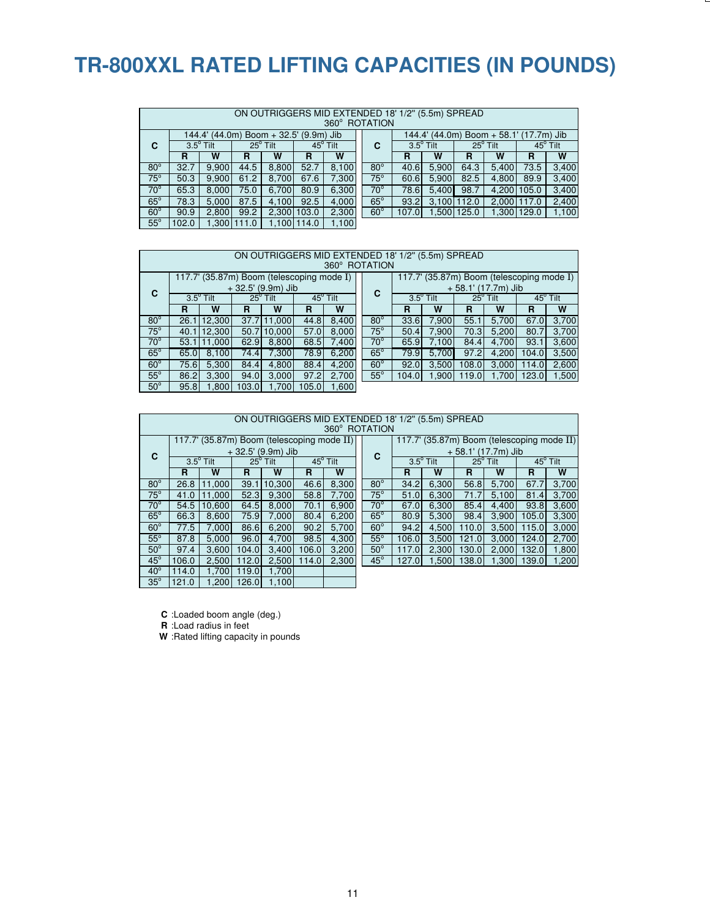# TR-800XXL RATED LIFTING CAPACITIES (IN POUNDS)

ON OUTRIGGERS MID EXTENDED 18' 1/2" (5.5m) SPREAD
360° ROTATION

| C | 144.4' (44.0m) Boom + 32.5' (9.9m) Jib | | | | | |
|---|---|---|---|---|---|---|
| | 3.5° Tilt | | 25° Tilt | | 45° Tilt | |
| | R | W | R | W | R | W |
| 80° | 32.7 | 9,900 | 44.5 | 8,800 | 52.7 | 8,100 |
| 75° | 50.3 | 9,900 | 61.2 | 8,700 | 67.6 | 7,300 |
| 70° | 65.3 | 8,000 | 75.0 | 6,700 | 80.9 | 6,300 |
| 65° | 78.3 | 5,000 | 87.5 | 4,100 | 92.5 | 4,000 |
| 60° | 90.9 | 2,800 | 99.2 | 2,300 | 103.0 | 2,300 |
| 55° | 102.0 | 1,300 | 111.0 | 1,100 | 114.0 | 1,100 |

| C | 144.4' (44.0m) Boom + 58.1' (17.7m) Jib | | | | | |
|---|---|---|---|---|---|---|
| | 3.5° Tilt | | 25° Tilt | | 45° Tilt | |
| | R | W | R | W | R | W |
| 80° | 40.6 | 5,900 | 64.3 | 5,400 | 73.5 | 3,400 |
| 75° | 60.6 | 5,900 | 82.5 | 4,800 | 89.9 | 3,400 |
| 70° | 78.6 | 5,400 | 98.7 | 4,200 | 105.0 | 3,400 |
| 65° | 93.2 | 3,100 | 112.0 | 2,000 | 117.0 | 2,400 |
| 60° | 107.0 | 1,500 | 125.0 | 1,300 | 129.0 | 1,100 |

ON OUTRIGGERS MID EXTENDED 18' 1/2" (5.5m) SPREAD
360° ROTATION

| C | 117.7' (35.87m) Boom (telescoping mode I) + 32.5' (9.9m) Jib | | | | | |
|---|---|---|---|---|---|---|
| | 3.5° Tilt | | 25° Tilt | | 45° Tilt | |
| | R | W | R | W | R | W |
| 80° | 26.1 | 12,300 | 37.7 | 11,000 | 44.8 | 8,400 |
| 75° | 40.1 | 12,300 | 50.7 | 10,000 | 57.0 | 8,000 |
| 70° | 53.1 | 11,000 | 62.9 | 8,800 | 68.5 | 7,400 |
| 65° | 65.0 | 8,100 | 74.4 | 7,300 | 78.9 | 6,200 |
| 60° | 75.6 | 5,300 | 84.4 | 4,800 | 88.4 | 4,200 |
| 55° | 86.2 | 3,300 | 94.0 | 3,000 | 97.2 | 2,700 |
| 50° | 95.8 | 1,800 | 103.0 | 1,700 | 105.0 | 1,600 |

| C | 117.7' (35.87m) Boom (telescoping mode I) + 58.1' (17.7m) Jib | | | | | |
|---|---|---|---|---|---|---|
| | 3.5° Tilt | | 25° Tilt | | 45° Tilt | |
| | R | W | R | W | R | W |
| 80° | 33.6 | 7,900 | 55.1 | 5,700 | 67.0 | 3,700 |
| 75° | 50.4 | 7,900 | 70.3 | 5,200 | 80.7 | 3,700 |
| 70° | 65.9 | 7,100 | 84.4 | 4,700 | 93.1 | 3,600 |
| 65° | 79.9 | 5,700 | 97.2 | 4,200 | 104.0 | 3,500 |
| 60° | 92.0 | 3,500 | 108.0 | 3,000 | 114.0 | 2,600 |
| 55° | 104.0 | 1,900 | 119.0 | 1,700 | 123.0 | 1,500 |

ON OUTRIGGERS MID EXTENDED 18' 1/2" (5.5m) SPREAD
360° ROTATION

| C | 117.7' (35.87m) Boom (telescoping mode II) + 32.5' (9.9m) Jib | | | | | |
|---|---|---|---|---|---|---|
| | 3.5° Tilt | | 25° Tilt | | 45° Tilt | |
| | R | W | R | W | R | W |
| 80° | 26.8 | 11,000 | 39.1 | 10,300 | 46.6 | 8,300 |
| 75° | 41.0 | 11,000 | 52.3 | 9,300 | 58.8 | 7,700 |
| 70° | 54.5 | 10,600 | 64.5 | 8,000 | 70.1 | 6,900 |
| 65° | 66.3 | 8,600 | 75.9 | 7,000 | 80.4 | 6,200 |
| 60° | 77.5 | 7,000 | 86.6 | 6,200 | 90.2 | 5,700 |
| 55° | 87.8 | 5,000 | 96.0 | 4,700 | 98.5 | 4,300 |
| 50° | 97.4 | 3,600 | 104.0 | 3,400 | 106.0 | 3,200 |
| 45° | 106.0 | 2,500 | 112.0 | 2,500 | 114.0 | 2,300 |
| 40° | 114.0 | 1,700 | 119.0 | 1,700 | | |
| 35° | 121.0 | 1,200 | 126.0 | 1,100 | | |

| C | 117.7' (35.87m) Boom (telescoping mode II) + 58.1' (17.7m) Jib | | | | | |
|---|---|---|---|---|---|---|
| | 3.5° Tilt | | 25° Tilt | | 45° Tilt | |
| | R | W | R | W | R | W |
| 80° | 34.2 | 6,300 | 56.8 | 5,700 | 67.7 | 3,700 |
| 75° | 51.0 | 6,300 | 71.7 | 5,100 | 81.4 | 3,700 |
| 70° | 67.0 | 6,300 | 85.4 | 4,400 | 93.8 | 3,600 |
| 65° | 80.9 | 5,300 | 98.4 | 3,900 | 105.0 | 3,300 |
| 60° | 94.2 | 4,500 | 110.0 | 3,500 | 115.0 | 3,000 |
| 55° | 106.0 | 3,500 | 121.0 | 3,000 | 124.0 | 2,700 |
| 50° | 117.0 | 2,300 | 130.0 | 2,000 | 132.0 | 1,800 |
| 45° | 127.0 | 1,500 | 138.0 | 1,300 | 139.0 | 1,200 |

**C** :Loaded boom angle (deg.)
**R** :Load radius in feet
**W** :Rated lifting capacity in pounds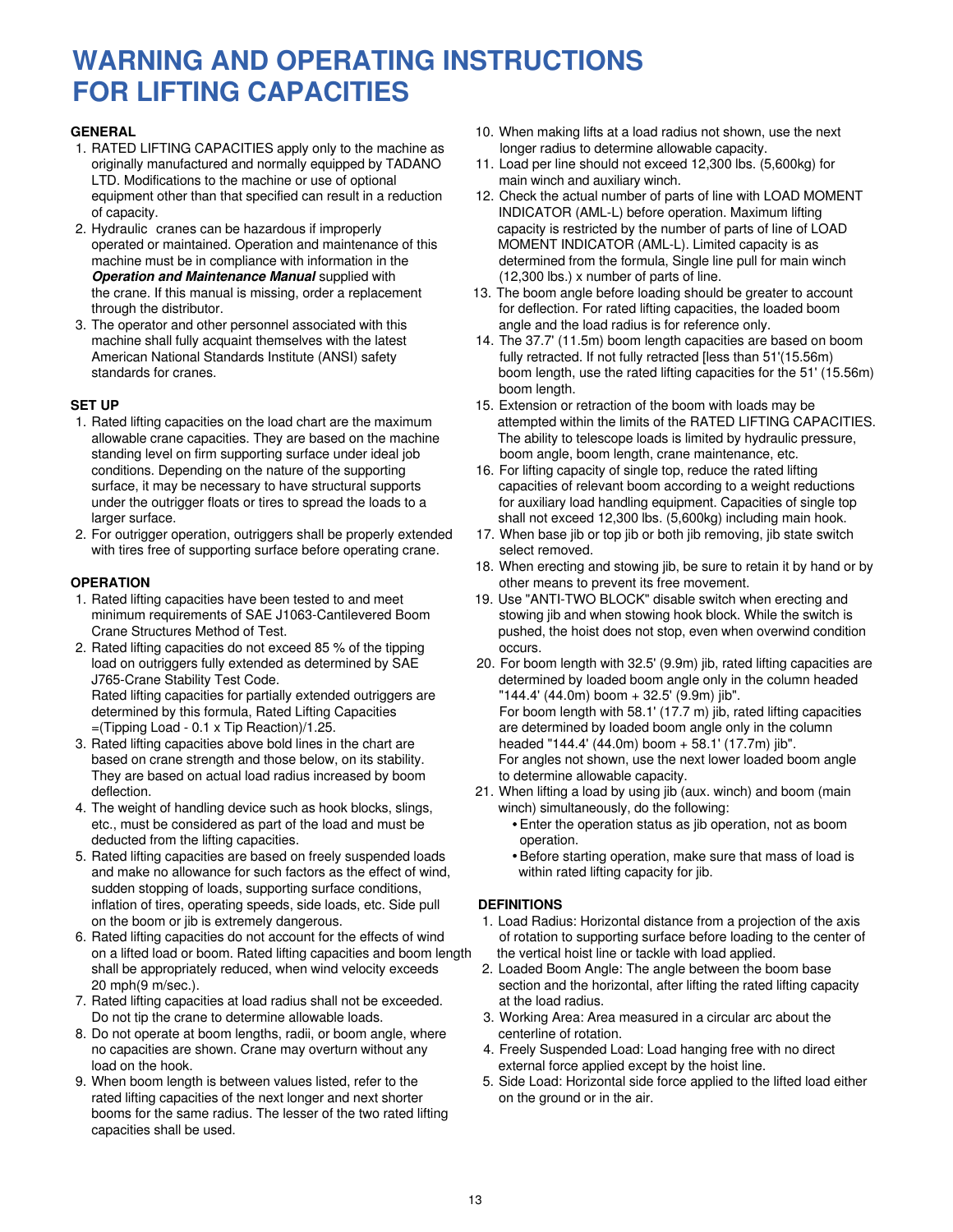# WARNING AND OPERATING INSTRUCTIONS FOR LIFTING CAPACITIES

### GENERAL

1. RATED LIFTING CAPACITIES apply only to the machine as originally manufactured and normally equipped by TADANO LTD. Modifications to the machine or use of optional equipment other than that specified can result in a reduction of capacity.
2. Hydraulic cranes can be hazardous if improperly operated or maintained. Operation and maintenance of this machine must be in compliance with information in the ***Operation and Maintenance Manual*** supplied with the crane. If this manual is missing, order a replacement through the distributor.
3. The operator and other personnel associated with this machine shall fully acquaint themselves with the latest American National Standards Institute (ANSI) safety standards for cranes.

### SET UP

1. Rated lifting capacities on the load chart are the maximum allowable crane capacities. They are based on the machine standing level on firm supporting surface under ideal job conditions. Depending on the nature of the supporting surface, it may be necessary to have structural supports under the outrigger floats or tires to spread the loads to a larger surface.
2. For outrigger operation, outriggers shall be properly extended with tires free of supporting surface before operating crane.

### OPERATION

1. Rated lifting capacities have been tested to and meet minimum requirements of SAE J1063-Cantilevered Boom Crane Structures Method of Test.
2. Rated lifting capacities do not exceed 85 % of the tipping load on outriggers fully extended as determined by SAE J765-Crane Stability Test Code.
   Rated lifting capacities for partially extended outriggers are determined by this formula, Rated Lifting Capacities =(Tipping Load - 0.1 x Tip Reaction)/1.25.
3. Rated lifting capacities above bold lines in the chart are based on crane strength and those below, on its stability. They are based on actual load radius increased by boom deflection.
4. The weight of handling device such as hook blocks, slings, etc., must be considered as part of the load and must be deducted from the lifting capacities.
5. Rated lifting capacities are based on freely suspended loads and make no allowance for such factors as the effect of wind, sudden stopping of loads, supporting surface conditions, inflation of tires, operating speeds, side loads, etc. Side pull on the boom or jib is extremely dangerous.
6. Rated lifting capacities do not account for the effects of wind on a lifted load or boom. Rated lifting capacities and boom length shall be appropriately reduced, when wind velocity exceeds 20 mph(9 m/sec.).
7. Rated lifting capacities at load radius shall not be exceeded. Do not tip the crane to determine allowable loads.
8. Do not operate at boom lengths, radii, or boom angle, where no capacities are shown. Crane may overturn without any load on the hook.
9. When boom length is between values listed, refer to the rated lifting capacities of the next longer and next shorter booms for the same radius. The lesser of the two rated lifting capacities shall be used.
10. When making lifts at a load radius not shown, use the next longer radius to determine allowable capacity.
11. Load per line should not exceed 12,300 lbs. (5,600kg) for main winch and auxiliary winch.
12. Check the actual number of parts of line with LOAD MOMENT INDICATOR (AML-L) before operation. Maximum lifting capacity is restricted by the number of parts of line of LOAD MOMENT INDICATOR (AML-L). Limited capacity is as determined from the formula, Single line pull for main winch (12,300 lbs.) x number of parts of line.
13. The boom angle before loading should be greater to account for deflection. For rated lifting capacities, the loaded boom angle and the load radius is for reference only.
14. The 37.7' (11.5m) boom length capacities are based on boom fully retracted. If not fully retracted [less than 51'(15.56m) boom length, use the rated lifting capacities for the 51' (15.56m) boom length.
15. Extension or retraction of the boom with loads may be attempted within the limits of the RATED LIFTING CAPACITIES. The ability to telescope loads is limited by hydraulic pressure, boom angle, boom length, crane maintenance, etc.
16. For lifting capacity of single top, reduce the rated lifting capacities of relevant boom according to a weight reductions for auxiliary load handling equipment. Capacities of single top shall not exceed 12,300 lbs. (5,600kg) including main hook.
17. When base jib or top jib or both jib removing, jib state switch select removed.
18. When erecting and stowing jib, be sure to retain it by hand or by other means to prevent its free movement.
19. Use "ANTI-TWO BLOCK" disable switch when erecting and stowing jib and when stowing hook block. While the switch is pushed, the hoist does not stop, even when overwind condition occurs.
20. For boom length with 32.5' (9.9m) jib, rated lifting capacities are determined by loaded boom angle only in the column headed "144.4' (44.0m) boom + 32.5' (9.9m) jib".
    For boom length with 58.1' (17.7 m) jib, rated lifting capacities are determined by loaded boom angle only in the column headed "144.4' (44.0m) boom + 58.1' (17.7m) jib".
    For angles not shown, use the next lower loaded boom angle to determine allowable capacity.
21. When lifting a load by using jib (aux. winch) and boom (main winch) simultaneously, do the following:
    - Enter the operation status as jib operation, not as boom operation.
    - Before starting operation, make sure that mass of load is within rated lifting capacity for jib.

### DEFINITIONS

1. Load Radius: Horizontal distance from a projection of the axis of rotation to supporting surface before loading to the center of the vertical hoist line or tackle with load applied.
2. Loaded Boom Angle: The angle between the boom base section and the horizontal, after lifting the rated lifting capacity at the load radius.
3. Working Area: Area measured in a circular arc about the centerline of rotation.
4. Freely Suspended Load: Load hanging free with no direct external force applied except by the hoist line.
5. Side Load: Horizontal side force applied to the lifted load either on the ground or in the air.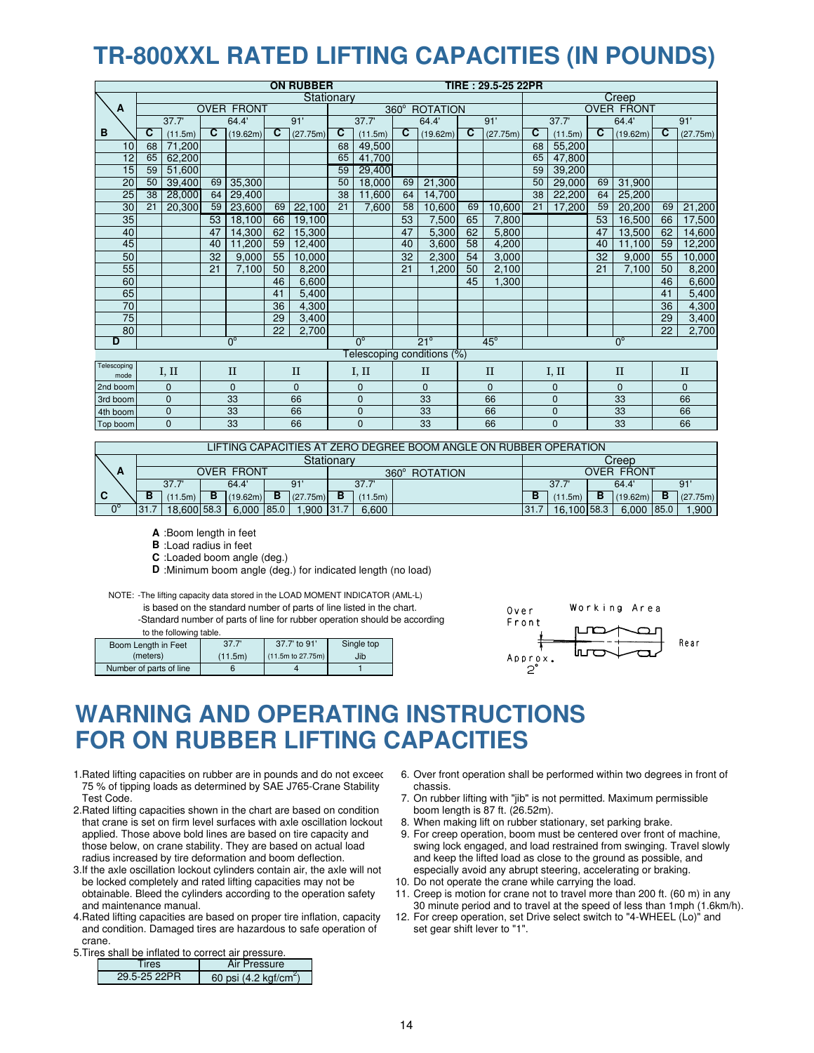# TR-800XXL RATED LIFTING CAPACITIES (IN POUNDS)

| ON RUBBER | | | | | | | | | | | | | | | | | | | TIRE : 29.5-25 22PR |
|---|---|---|---|---|---|---|---|---|---|---|---|---|---|---|---|---|---|---|
| | Stationary | | | | | | | | | | | | Creep | | | | | |
| A | OVER FRONT | | | | | | 360° ROTATION | | | | | | OVER FRONT | | | | | |
| | 37.7' | | 64.4' | | 91' | | 37.7' | | 64.4' | | 91' | | 37.7' | | 64.4' | | 91' | |
| B | C | (11.5m) | C | (19.62m) | C | (27.75m) | C | (11.5m) | C | (19.62m) | C | (27.75m) | C | (11.5m) | C | (19.62m) | C | (27.75m) |
| 10 | 68 | 71,200 | | | | | 68 | 49,500 | | | | | 68 | 55,200 | | | | |
| 12 | 65 | 62,200 | | | | | 65 | 41,700 | | | | | 65 | 47,800 | | | | |
| 15 | 59 | 51,600 | | | | | 59 | 29,400 | | | | | 59 | 39,200 | | | | |
| 20 | 50 | 39,400 | 69 | 35,300 | | | 50 | 18,000 | 69 | 21,300 | | | 50 | 29,000 | 69 | 31,900 | | |
| 25 | 38 | 28,000 | 64 | 29,400 | | | 38 | 11,600 | 64 | 14,700 | | | 38 | 22,200 | 64 | 25,200 | | |
| 30 | 21 | 20,300 | 59 | 23,600 | 69 | 22,100 | 21 | 7,600 | 58 | 10,600 | 69 | 10,600 | 21 | 17,200 | 59 | 20,200 | 69 | 21,200 |
| 35 | | | 53 | 18,100 | 66 | 19,100 | | | 53 | 7,500 | 65 | 7,800 | | | 53 | 16,500 | 66 | 17,500 |
| 40 | | | 47 | 14,300 | 62 | 15,300 | | | 47 | 5,300 | 62 | 5,800 | | | 47 | 13,500 | 62 | 14,600 |
| 45 | | | 40 | 11,200 | 59 | 12,400 | | | 40 | 3,600 | 58 | 4,200 | | | 40 | 11,100 | 59 | 12,200 |
| 50 | | | 32 | 9,000 | 55 | 10,000 | | | 32 | 2,300 | 54 | 3,000 | | | 32 | 9,000 | 55 | 10,000 |
| 55 | | | 21 | 7,100 | 50 | 8,200 | | | 21 | 1,200 | 50 | 2,100 | | | 21 | 7,100 | 50 | 8,200 |
| 60 | | | | | 46 | 6,600 | | | | | 45 | 1,300 | | | | | 46 | 6,600 |
| 65 | | | | | 41 | 5,400 | | | | | | | | | | | 41 | 5,400 |
| 70 | | | | | 36 | 4,300 | | | | | | | | | | | 36 | 4,300 |
| 75 | | | | | 29 | 3,400 | | | | | | | | | | | 29 | 3,400 |
| 80 | | | | | 22 | 2,700 | | | | | | | | | | | 22 | 2,700 |
| D | 0° | | | | | | 0° | | 21° | | 45° | | 0° | | | | | |
| | Telescoping conditions (%) | | | | | | | | | | | | | | | | | |
| Telescoping mode | I, II | | II | | II | | I, II | | II | | II | | I, II | | II | | II | |
| 2nd boom | 0 | | 0 | | 0 | | 0 | | 0 | | 0 | | 0 | | 0 | | 0 | |
| 3rd boom | 0 | | 33 | | 66 | | 0 | | 33 | | 66 | | 0 | | 33 | | 66 | |
| 4th boom | 0 | | 33 | | 66 | | 0 | | 33 | | 66 | | 0 | | 33 | | 66 | |
| Top boom | 0 | | 33 | | 66 | | 0 | | 33 | | 66 | | 0 | | 33 | | 66 | |

| LIFTING CAPACITIES AT ZERO DEGREE BOOM ANGLE ON RUBBER OPERATION | | | | | | | | | | | | | |
|---|---|---|---|---|---|---|---|---|---|---|---|---|---|
| | Stationary | | | | | | | | Creep | | | | | |
| A | OVER FRONT | | | | | | 360° ROTATION | | OVER FRONT | | | | | |
| | 37.7' | | 64.4' | | 91' | | 37.7' | | 37.7' | | 64.4' | | 91' | |
| C | B | (11.5m) | B | (19.62m) | B | (27.75m) | B | (11.5m) | B | (11.5m) | B | (19.62m) | B | (27.75m) |
| 0° | 31.7 | 18,600 | 58.3 | 6,000 | 85.0 | 1,900 | 31.7 | 6,600 | 31.7 | 16,100 | 58.3 | 6,000 | 85.0 | 1,900 |

**A** :Boom length in feet
**B** :Load radius in feet
**C** :Loaded boom angle (deg.)
**D** :Minimum boom angle (deg.) for indicated length (no load)

NOTE: -The lifting capacity data stored in the LOAD MOMENT INDICATOR (AML-L) is based on the standard number of parts of line listed in the chart.
-Standard number of parts of line for rubber operation should be according to the following table.

| Boom Length in Feet (meters) | 37.7' (11.5m) | 37.7' to 91' (11.5m to 27.75m) | Single top Jib |
|---|---|---|---|
| Number of parts of line | 6 | 4 | 1 |

Over Front — Working Area — Rear — Approx. 2°

# WARNING AND OPERATING INSTRUCTIONS FOR ON RUBBER LIFTING CAPACITIES

1. Rated lifting capacities on rubber are in pounds and do not exceed 75 % of tipping loads as determined by SAE J765-Crane Stability Test Code.
2. Rated lifting capacities shown in the chart are based on condition that crane is set on firm level surfaces with axle oscillation lockout applied. Those above bold lines are based on tire capacity and those below, on crane stability. They are based on actual load radius increased by tire deformation and boom deflection.
3. If the axle oscillation lockout cylinders contain air, the axle will not be locked completely and rated lifting capacities may not be obtainable. Bleed the cylinders according to the operation safety and maintenance manual.
4. Rated lifting capacities are based on proper tire inflation, capacity and condition. Damaged tires are hazardous to safe operation of crane.
5. Tires shall be inflated to correct air pressure.

| Tires | Air Pressure |
|---|---|
| 29.5-25 22PR | 60 psi (4.2 kgf/cm$^2$) |

6. Over front operation shall be performed within two degrees in front of chassis.
7. On rubber lifting with "jib" is not permitted. Maximum permissible boom length is 87 ft. (26.52m).
8. When making lift on rubber stationary, set parking brake.
9. For creep operation, boom must be centered over front of machine, swing lock engaged, and load restrained from swinging. Travel slowly and keep the lifted load as close to the ground as possible, and especially avoid any abrupt steering, accelerating or braking.
10. Do not operate the crane while carrying the load.
11. Creep is motion for crane not to travel more than 200 ft. (60 m) in any 30 minute period and to travel at the speed of less than 1mph (1.6km/h).
12. For creep operation, set Drive select switch to "4-WHEEL (Lo)" and set gear shift lever to "1".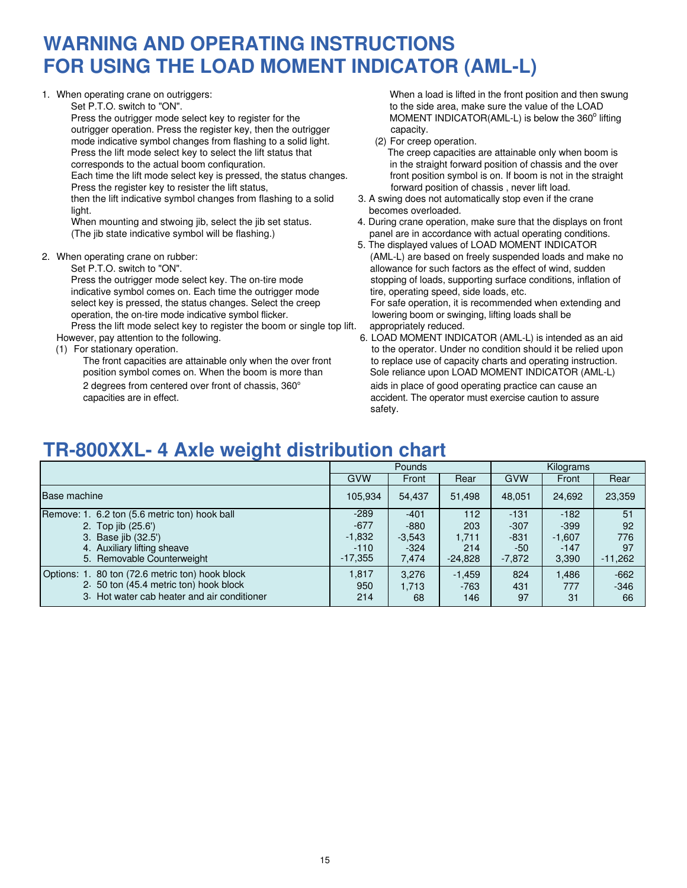# WARNING AND OPERATING INSTRUCTIONS FOR USING THE LOAD MOMENT INDICATOR (AML-L)

1. When operating crane on outriggers:
   Set P.T.O. switch to "ON".
   Press the outrigger mode select key to register for the outrigger operation. Press the register key, then the outrigger mode indicative symbol changes from flashing to a solid light.
   Press the lift mode select key to select the lift status that corresponds to the actual boom confiquration.
   Each time the lift mode select key is pressed, the status changes.
   Press the register key to resister the lift status, then the lift indicative symbol changes from flashing to a solid light.
   When mounting and stwoing jib, select the jib set status.
   (The jib state indicative symbol will be flashing.)

2. When operating crane on rubber:
   Set P.T.O. switch to "ON".
   Press the outrigger mode select key. The on-tire mode indicative symbol comes on. Each time the outrigger mode select key is pressed, the status changes. Select the creep operation, the on-tire mode indicative symbol flicker.
   Press the lift mode select key to register the boom or single top lift.
   However, pay attention to the following.
   (1) For stationary operation.
   The front capacities are attainable only when the over front position symbol comes on. When the boom is more than 2 degrees from centered over front of chassis, 360° capacities are in effect.
   When a load is lifted in the front position and then swung to the side area, make sure the value of the LOAD MOMENT INDICATOR(AML-L) is below the 360° lifting capacity.
   (2) For creep operation.
   The creep capacities are attainable only when boom is in the straight forward position of chassis and the over front position symbol is on. If boom is not in the straight forward position of chassis , never lift load.

3. A swing does not automatically stop even if the crane becomes overloaded.
4. During crane operation, make sure that the displays on front panel are in accordance with actual operating conditions.
5. The displayed values of LOAD MOMENT INDICATOR (AML-L) are based on freely suspended loads and make no allowance for such factors as the effect of wind, sudden stopping of loads, supporting surface conditions, inflation of tire, operating speed, side loads, etc.
   For safe operation, it is recommended when extending and lowering boom or swinging, lifting loads shall be appropriately reduced.
6. LOAD MOMENT INDICATOR (AML-L) is intended as an aid to the operator. Under no condition should it be relied upon to replace use of capacity charts and operating instruction. Sole reliance upon LOAD MOMENT INDICATOR (AML-L) aids in place of good operating practice can cause an accident. The operator must exercise caution to assure safety.

# TR-800XXL- 4 Axle weight distribution chart

| | Pounds | | | Kilograms | | |
|---|---|---|---|---|---|---|
| | GVW | Front | Rear | GVW | Front | Rear |
| Base machine | 105,934 | 54,437 | 51,498 | 48,051 | 24,692 | 23,359 |
| Remove: 1. 6.2 ton (5.6 metric ton) hook ball | -289 | -401 | 112 | -131 | -182 | 51 |
| 2. Top jib (25.6') | -677 | -880 | 203 | -307 | -399 | 92 |
| 3. Base jib (32.5') | -1,832 | -3,543 | 1,711 | -831 | -1,607 | 776 |
| 4. Auxiliary lifting sheave | -110 | -324 | 214 | -50 | -147 | 97 |
| 5. Removable Counterweight | -17,355 | 7,474 | -24,828 | -7,872 | 3,390 | -11,262 |
| Options: 1. 80 ton (72.6 metric ton) hook block | 1,817 | 3,276 | -1,459 | 824 | 1,486 | -662 |
| 2. 50 ton (45.4 metric ton) hook block | 950 | 1,713 | -763 | 431 | 777 | -346 |
| 3. Hot water cab heater and air conditioner | 214 | 68 | 146 | 97 | 31 | 66 |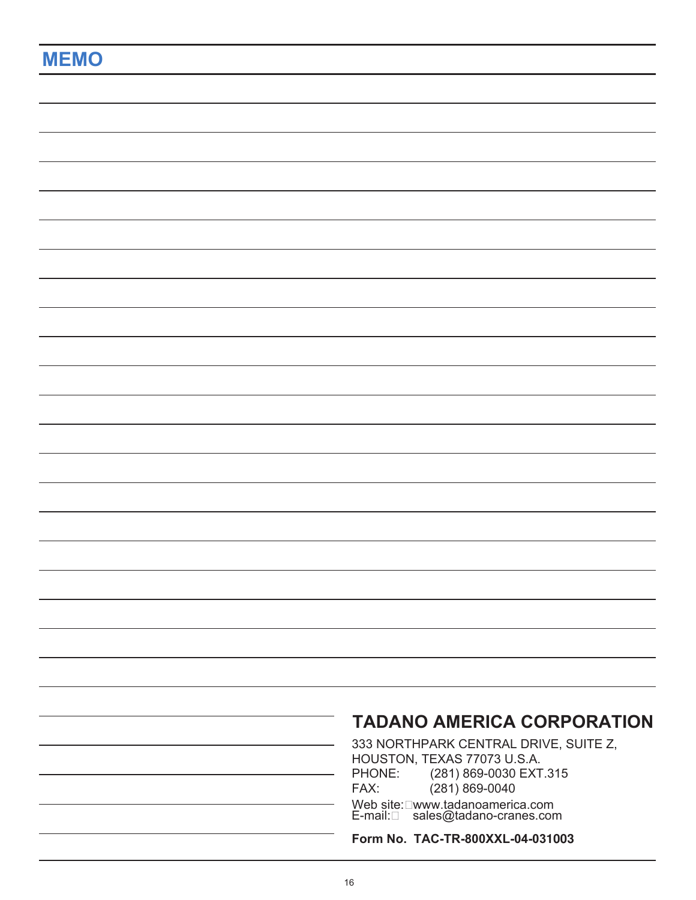## MEMO

### TADANO AMERICA CORPORATION

333 NORTHPARK CENTRAL DRIVE, SUITE Z,
HOUSTON, TEXAS 77073 U.S.A.
PHONE: (281) 869-0030 EXT.315
FAX: (281) 869-0040
Web site: www.tadanoamerica.com
E-mail: sales@tadano-cranes.com

**Form No. TAC-TR-800XXL-04-031003**